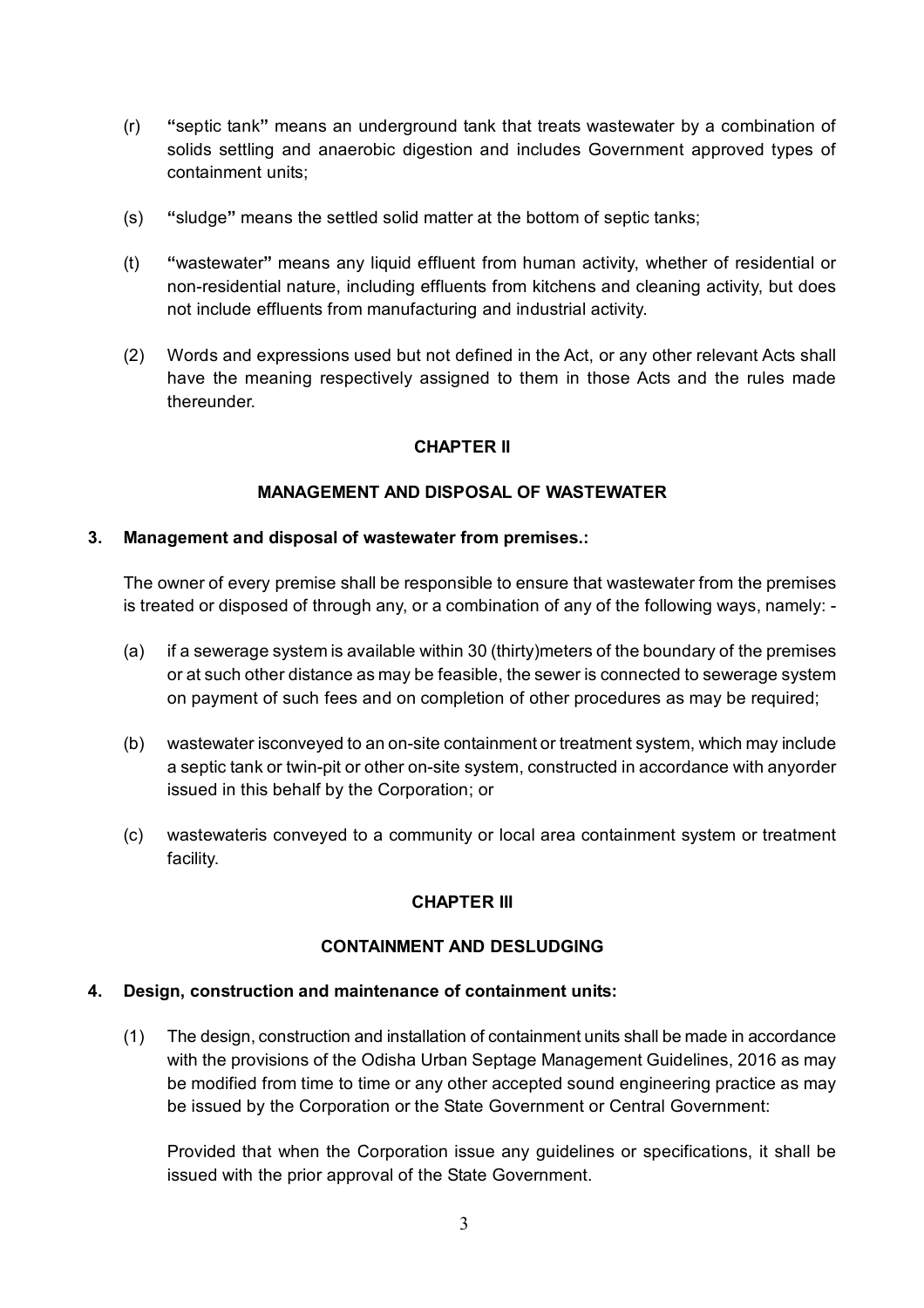(r) **"**septic tank**"** means an underground tank that treats wastewater by a combination of solids settling and anaerobic digestion and includes Government approved types of containment units;

(s) **"**sludge**"** means the settled solid matter at the bottom of septic tanks;

(t) **"**wastewater**"** means any liquid effluent from human activity, whether of residential or non-residential nature, including effluents from kitchens and cleaning activity, but does not include effluents from manufacturing and industrial activity.

(2) Words and expressions used but not defined in the Act, or any other relevant Acts shall have the meaning respectively assigned to them in those Acts and the rules made thereunder.

## CHAPTER II

## MANAGEMENT AND DISPOSAL OF WASTEWATER

**3. Management and disposal of wastewater from premises.:**

The owner of every premise shall be responsible to ensure that wastewater from the premises is treated or disposed of through any, or a combination of any of the following ways, namely: -

(a) if a sewerage system is available within 30 (thirty)meters of the boundary of the premises or at such other distance as may be feasible, the sewer is connected to sewerage system on payment of such fees and on completion of other procedures as may be required;

(b) wastewater isconveyed to an on-site containment or treatment system, which may include a septic tank or twin-pit or other on-site system, constructed in accordance with anyorder issued in this behalf by the Corporation; or

(c) wastewateris conveyed to a community or local area containment system or treatment facility.

## CHAPTER III

## CONTAINMENT AND DESLUDGING

**4. Design, construction and maintenance of containment units:**

(1) The design, construction and installation of containment units shall be made in accordance with the provisions of the Odisha Urban Septage Management Guidelines, 2016 as may be modified from time to time or any other accepted sound engineering practice as may be issued by the Corporation or the State Government or Central Government:

Provided that when the Corporation issue any guidelines or specifications, it shall be issued with the prior approval of the State Government.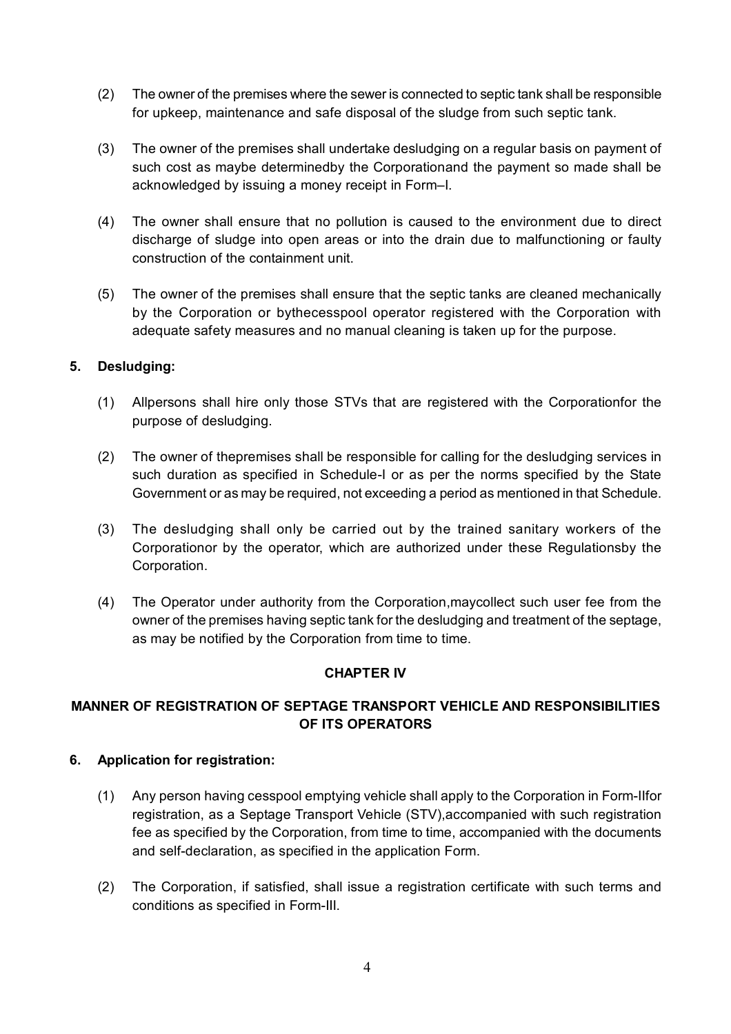(2) The owner of the premises where the sewer is connected to septic tank shall be responsible for upkeep, maintenance and safe disposal of the sludge from such septic tank.

(3) The owner of the premises shall undertake desludging on a regular basis on payment of such cost as maybe determinedby the Corporationand the payment so made shall be acknowledged by issuing a money receipt in Form–I.

(4) The owner shall ensure that no pollution is caused to the environment due to direct discharge of sludge into open areas or into the drain due to malfunctioning or faulty construction of the containment unit.

(5) The owner of the premises shall ensure that the septic tanks are cleaned mechanically by the Corporation or bythecesspool operator registered with the Corporation with adequate safety measures and no manual cleaning is taken up for the purpose.

**5. Desludging:**

(1) Allpersons shall hire only those STVs that are registered with the Corporationfor the purpose of desludging.

(2) The owner of thepremises shall be responsible for calling for the desludging services in such duration as specified in Schedule-I or as per the norms specified by the State Government or as may be required, not exceeding a period as mentioned in that Schedule.

(3) The desludging shall only be carried out by the trained sanitary workers of the Corporationor by the operator, which are authorized under these Regulationsby the Corporation.

(4) The Operator under authority from the Corporation,maycollect such user fee from the owner of the premises having septic tank for the desludging and treatment of the septage, as may be notified by the Corporation from time to time.

**CHAPTER IV**

**MANNER OF REGISTRATION OF SEPTAGE TRANSPORT VEHICLE AND RESPONSIBILITIES OF ITS OPERATORS**

**6. Application for registration:**

(1) Any person having cesspool emptying vehicle shall apply to the Corporation in Form-IIfor registration, as a Septage Transport Vehicle (STV),accompanied with such registration fee as specified by the Corporation, from time to time, accompanied with the documents and self-declaration, as specified in the application Form.

(2) The Corporation, if satisfied, shall issue a registration certificate with such terms and conditions as specified in Form-III.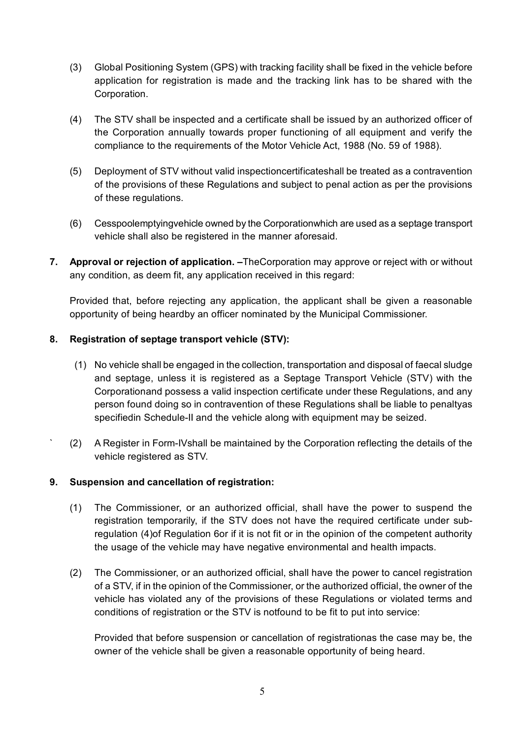(3) Global Positioning System (GPS) with tracking facility shall be fixed in the vehicle before application for registration is made and the tracking link has to be shared with the Corporation.

(4) The STV shall be inspected and a certificate shall be issued by an authorized officer of the Corporation annually towards proper functioning of all equipment and verify the compliance to the requirements of the Motor Vehicle Act, 1988 (No. 59 of 1988).

(5) Deployment of STV without valid inspectioncertificateshall be treated as a contravention of the provisions of these Regulations and subject to penal action as per the provisions of these regulations.

(6) Cesspoolemptyingvehicle owned by the Corporationwhich are used as a septage transport vehicle shall also be registered in the manner aforesaid.

**7. Approval or rejection of application. –**TheCorporation may approve or reject with or without any condition, as deem fit, any application received in this regard:

Provided that, before rejecting any application, the applicant shall be given a reasonable opportunity of being heardby an officer nominated by the Municipal Commissioner.

**8. Registration of septage transport vehicle (STV):**

(1) No vehicle shall be engaged in the collection, transportation and disposal of faecal sludge and septage, unless it is registered as a Septage Transport Vehicle (STV) with the Corporationand possess a valid inspection certificate under these Regulations, and any person found doing so in contravention of these Regulations shall be liable to penaltyas specifiedin Schedule-II and the vehicle along with equipment may be seized.

` (2) A Register in Form-IVshall be maintained by the Corporation reflecting the details of the vehicle registered as STV.

**9. Suspension and cancellation of registration:**

(1) The Commissioner, or an authorized official, shall have the power to suspend the registration temporarily, if the STV does not have the required certificate under sub-regulation (4)of Regulation 6or if it is not fit or in the opinion of the competent authority the usage of the vehicle may have negative environmental and health impacts.

(2) The Commissioner, or an authorized official, shall have the power to cancel registration of a STV, if in the opinion of the Commissioner, or the authorized official, the owner of the vehicle has violated any of the provisions of these Regulations or violated terms and conditions of registration or the STV is notfound to be fit to put into service:

Provided that before suspension or cancellation of registrationas the case may be, the owner of the vehicle shall be given a reasonable opportunity of being heard.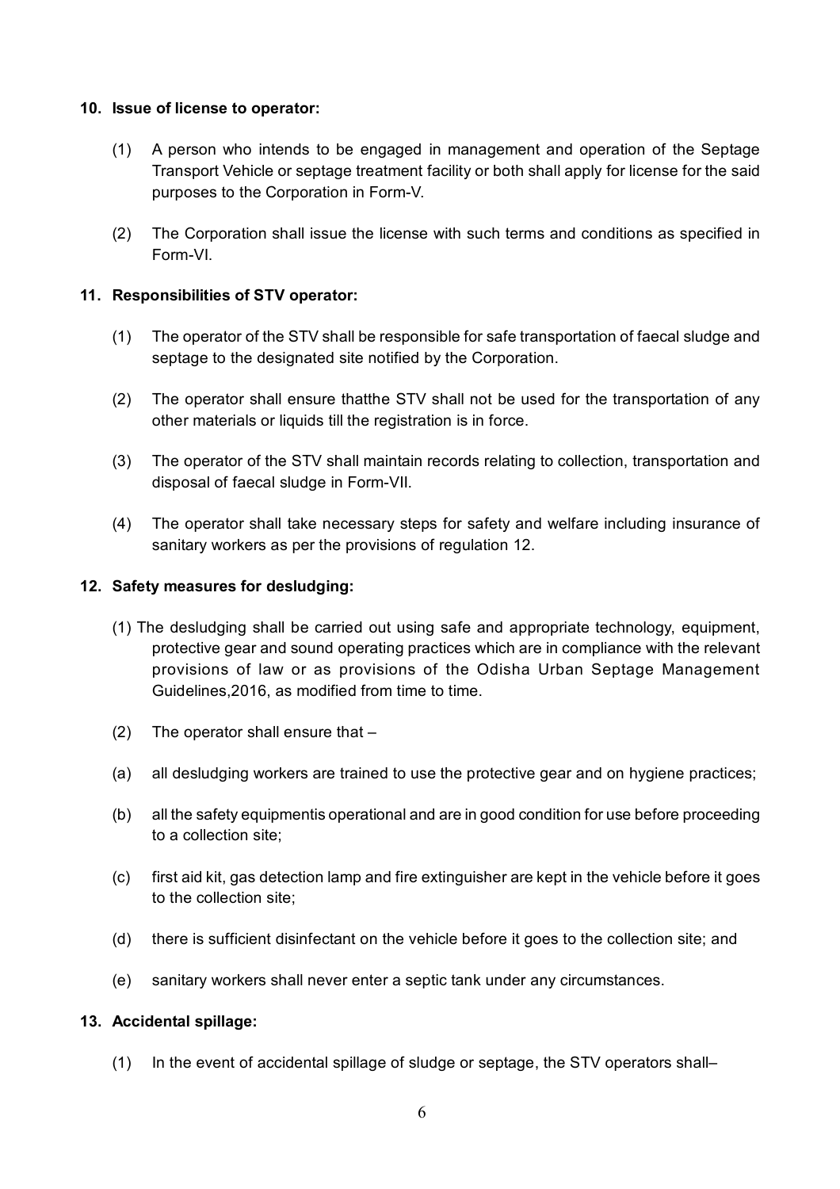**10. Issue of license to operator:**

(1) A person who intends to be engaged in management and operation of the Septage Transport Vehicle or septage treatment facility or both shall apply for license for the said purposes to the Corporation in Form-V.

(2) The Corporation shall issue the license with such terms and conditions as specified in Form-VI.

**11. Responsibilities of STV operator:**

(1) The operator of the STV shall be responsible for safe transportation of faecal sludge and septage to the designated site notified by the Corporation.

(2) The operator shall ensure thatthe STV shall not be used for the transportation of any other materials or liquids till the registration is in force.

(3) The operator of the STV shall maintain records relating to collection, transportation and disposal of faecal sludge in Form-VII.

(4) The operator shall take necessary steps for safety and welfare including insurance of sanitary workers as per the provisions of regulation 12.

**12. Safety measures for desludging:**

(1) The desludging shall be carried out using safe and appropriate technology, equipment, protective gear and sound operating practices which are in compliance with the relevant provisions of law or as provisions of the Odisha Urban Septage Management Guidelines,2016, as modified from time to time.

(2) The operator shall ensure that –

(a) all desludging workers are trained to use the protective gear and on hygiene practices;

(b) all the safety equipmentis operational and are in good condition for use before proceeding to a collection site;

(c) first aid kit, gas detection lamp and fire extinguisher are kept in the vehicle before it goes to the collection site;

(d) there is sufficient disinfectant on the vehicle before it goes to the collection site; and

(e) sanitary workers shall never enter a septic tank under any circumstances.

**13. Accidental spillage:**

(1) In the event of accidental spillage of sludge or septage, the STV operators shall–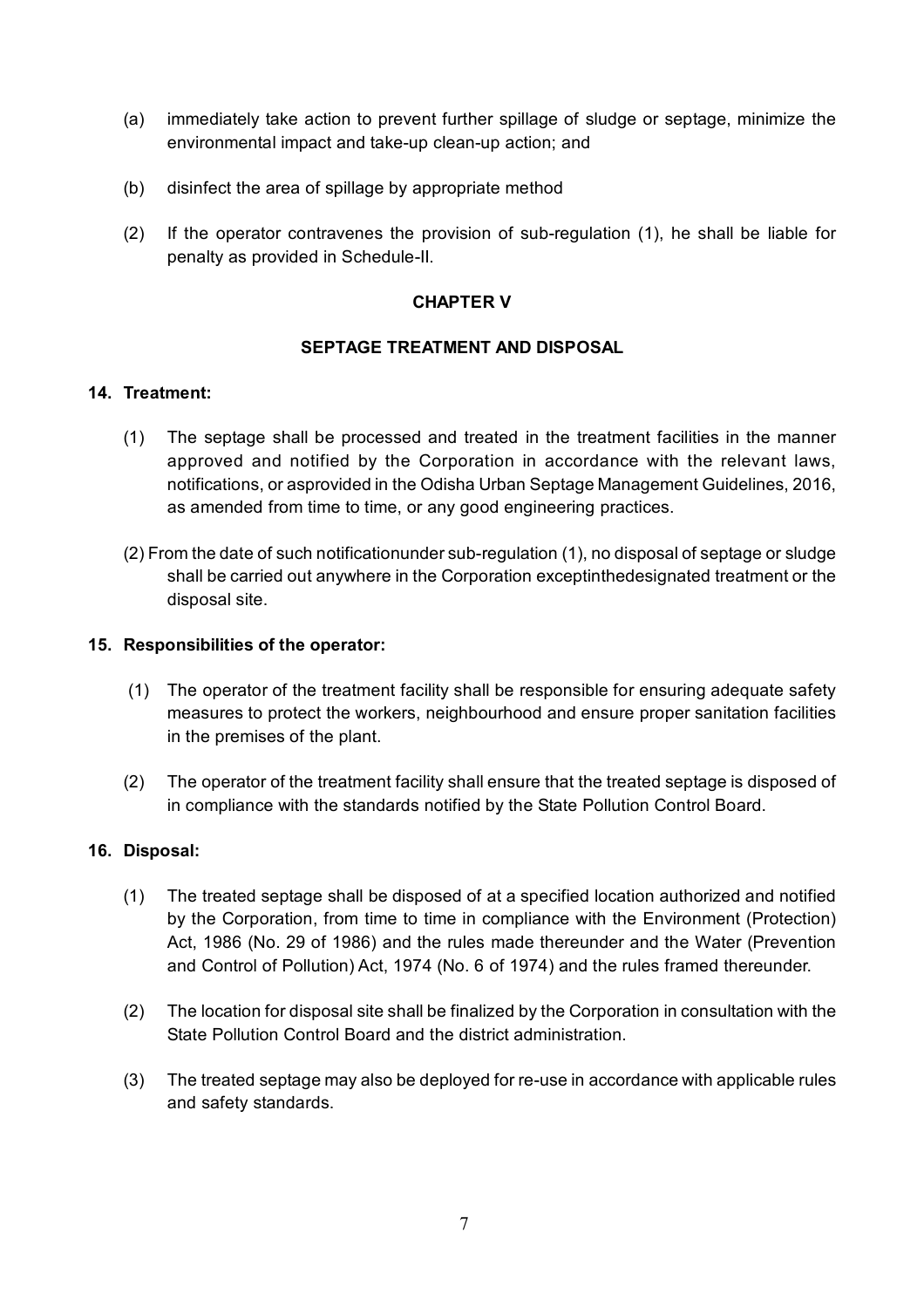(a) immediately take action to prevent further spillage of sludge or septage, minimize the environmental impact and take-up clean-up action; and

(b) disinfect the area of spillage by appropriate method

(2) If the operator contravenes the provision of sub-regulation (1), he shall be liable for penalty as provided in Schedule-II.

## CHAPTER V

## SEPTAGE TREATMENT AND DISPOSAL

**14. Treatment:**

(1) The septage shall be processed and treated in the treatment facilities in the manner approved and notified by the Corporation in accordance with the relevant laws, notifications, or asprovided in the Odisha Urban Septage Management Guidelines, 2016, as amended from time to time, or any good engineering practices.

(2) From the date of such notificationunder sub-regulation (1), no disposal of septage or sludge shall be carried out anywhere in the Corporation exceptinthedesignated treatment or the disposal site.

**15. Responsibilities of the operator:**

(1) The operator of the treatment facility shall be responsible for ensuring adequate safety measures to protect the workers, neighbourhood and ensure proper sanitation facilities in the premises of the plant.

(2) The operator of the treatment facility shall ensure that the treated septage is disposed of in compliance with the standards notified by the State Pollution Control Board.

**16. Disposal:**

(1) The treated septage shall be disposed of at a specified location authorized and notified by the Corporation, from time to time in compliance with the Environment (Protection) Act, 1986 (No. 29 of 1986) and the rules made thereunder and the Water (Prevention and Control of Pollution) Act, 1974 (No. 6 of 1974) and the rules framed thereunder.

(2) The location for disposal site shall be finalized by the Corporation in consultation with the State Pollution Control Board and the district administration.

(3) The treated septage may also be deployed for re-use in accordance with applicable rules and safety standards.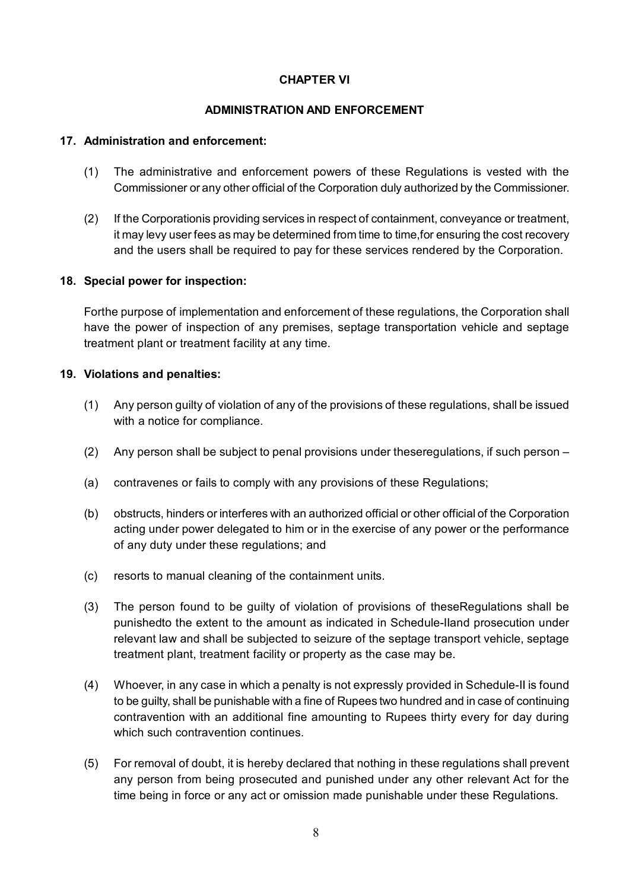# CHAPTER VI

## ADMINISTRATION AND ENFORCEMENT

**17. Administration and enforcement:**

(1) The administrative and enforcement powers of these Regulations is vested with the Commissioner or any other official of the Corporation duly authorized by the Commissioner.

(2) If the Corporationis providing services in respect of containment, conveyance or treatment, it may levy user fees as may be determined from time to time,for ensuring the cost recovery and the users shall be required to pay for these services rendered by the Corporation.

**18. Special power for inspection:**

Forthe purpose of implementation and enforcement of these regulations, the Corporation shall have the power of inspection of any premises, septage transportation vehicle and septage treatment plant or treatment facility at any time.

**19. Violations and penalties:**

(1) Any person guilty of violation of any of the provisions of these regulations, shall be issued with a notice for compliance.

(2) Any person shall be subject to penal provisions under theseregulations, if such person –

(a) contravenes or fails to comply with any provisions of these Regulations;

(b) obstructs, hinders or interferes with an authorized official or other official of the Corporation acting under power delegated to him or in the exercise of any power or the performance of any duty under these regulations; and

(c) resorts to manual cleaning of the containment units.

(3) The person found to be guilty of violation of provisions of theseRegulations shall be punishedto the extent to the amount as indicated in Schedule-IIand prosecution under relevant law and shall be subjected to seizure of the septage transport vehicle, septage treatment plant, treatment facility or property as the case may be.

(4) Whoever, in any case in which a penalty is not expressly provided in Schedule-II is found to be guilty, shall be punishable with a fine of Rupees two hundred and in case of continuing contravention with an additional fine amounting to Rupees thirty every for day during which such contravention continues.

(5) For removal of doubt, it is hereby declared that nothing in these regulations shall prevent any person from being prosecuted and punished under any other relevant Act for the time being in force or any act or omission made punishable under these Regulations.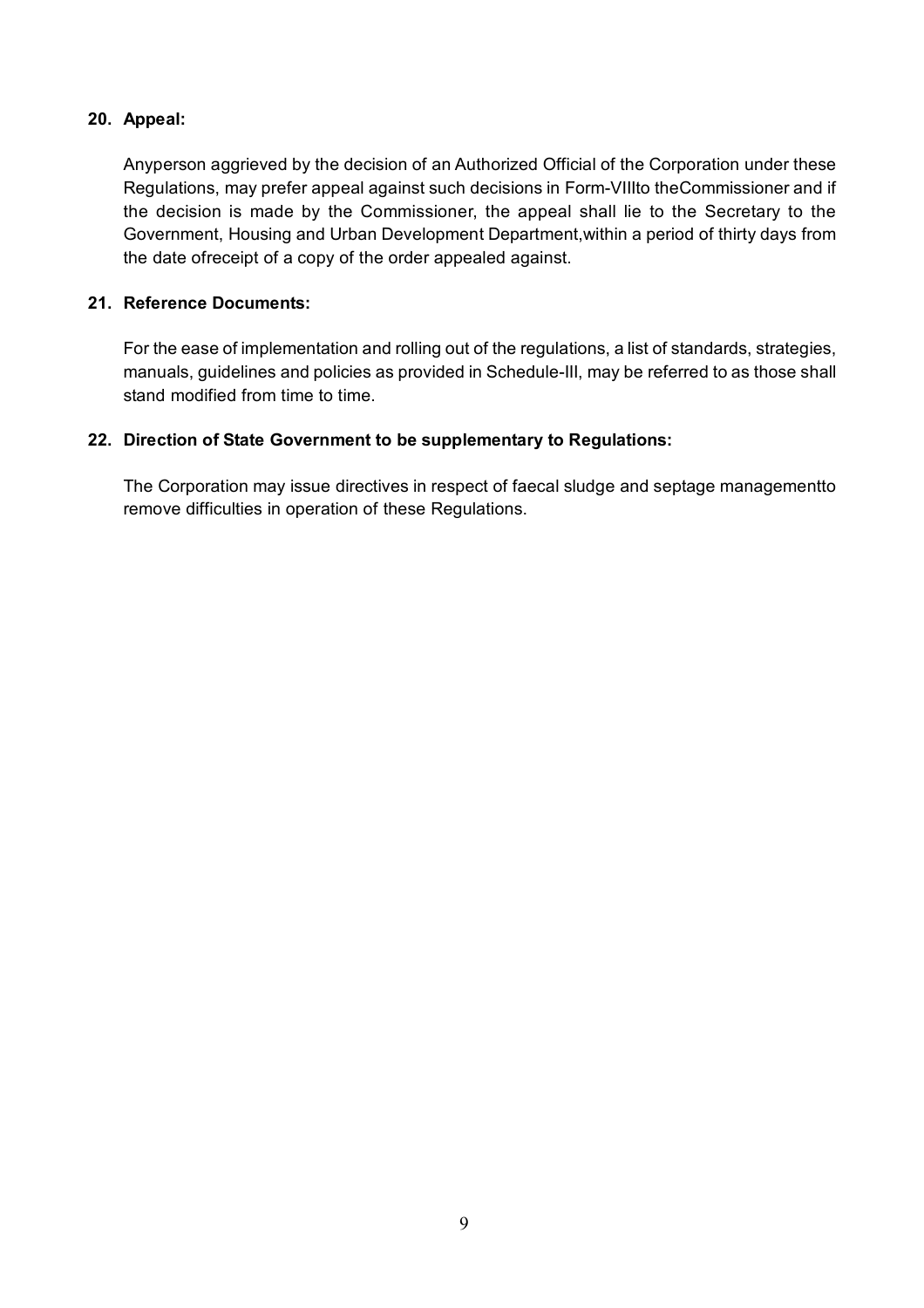**20. Appeal:**

Anyperson aggrieved by the decision of an Authorized Official of the Corporation under these Regulations, may prefer appeal against such decisions in Form-VIIIto theCommissioner and if the decision is made by the Commissioner, the appeal shall lie to the Secretary to the Government, Housing and Urban Development Department,within a period of thirty days from the date ofreceipt of a copy of the order appealed against.

**21. Reference Documents:**

For the ease of implementation and rolling out of the regulations, a list of standards, strategies, manuals, guidelines and policies as provided in Schedule-III, may be referred to as those shall stand modified from time to time.

**22. Direction of State Government to be supplementary to Regulations:**

The Corporation may issue directives in respect of faecal sludge and septage managementto remove difficulties in operation of these Regulations.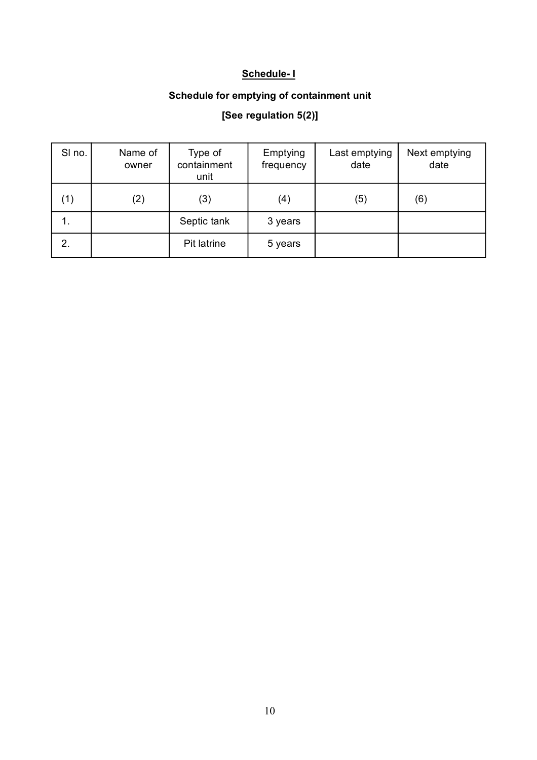**Schedule- I**

**Schedule for emptying of containment unit**

**[See regulation 5(2)]**

| Sl no. | Name of owner | Type of containment unit | Emptying frequency | Last emptying date | Next emptying date |
|---|---|---|---|---|---|
| (1) | (2) | (3) | (4) | (5) | (6) |
| 1. | | Septic tank | 3 years | | |
| 2. | | Pit latrine | 5 years | | |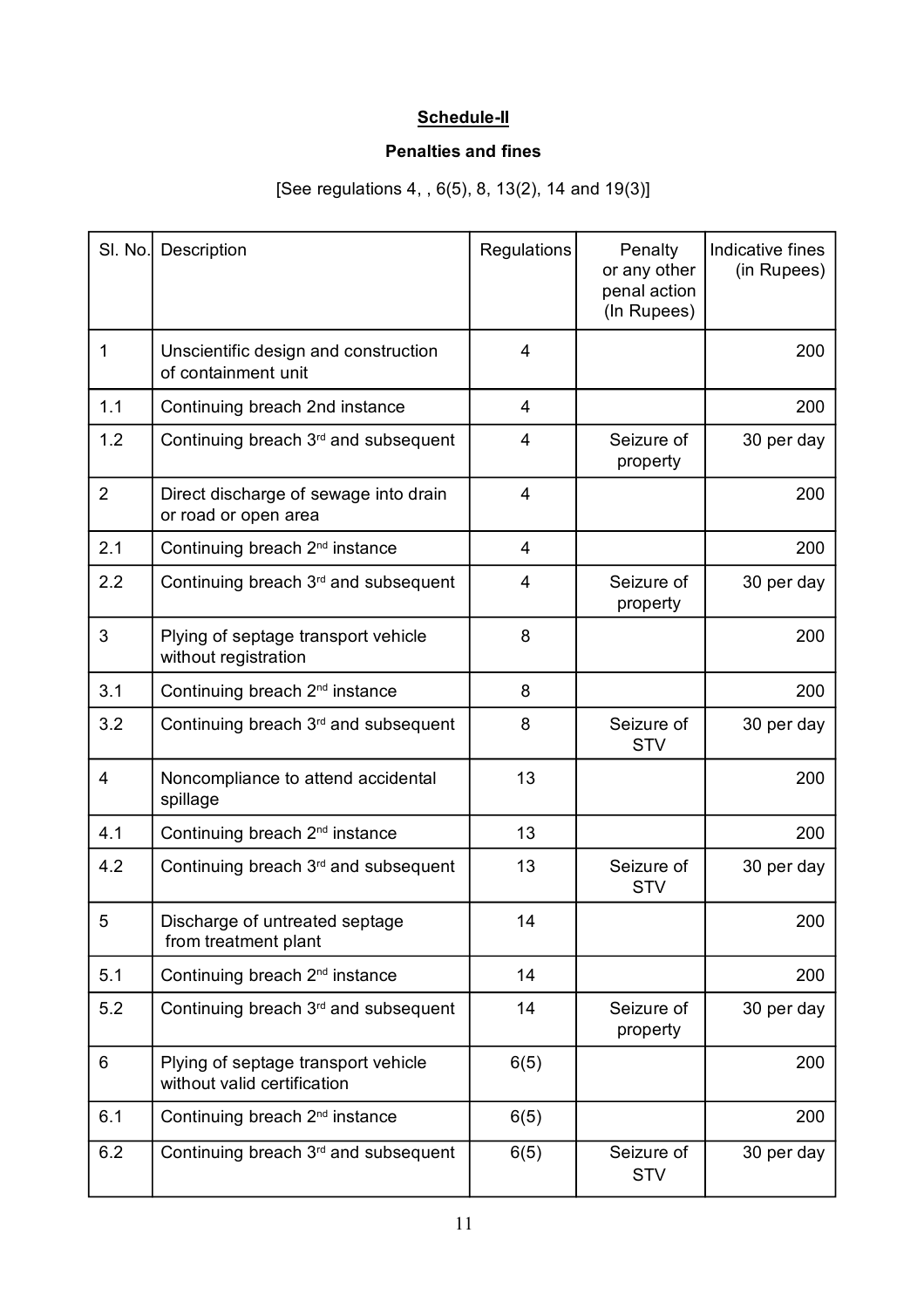## Schedule-II

### Penalties and fines

[See regulations 4, , 6(5), 8, 13(2), 14 and 19(3)]

| Sl. No. | Description | Regulations | Penalty or any other penal action (In Rupees) | Indicative fines (in Rupees) |
|---|---|---|---|---|
| 1 | Unscientific design and construction of containment unit | 4 | | 200 |
| 1.1 | Continuing breach 2nd instance | 4 | | 200 |
| 1.2 | Continuing breach 3rd and subsequent | 4 | Seizure of property | 30 per day |
| 2 | Direct discharge of sewage into drain or road or open area | 4 | | 200 |
| 2.1 | Continuing breach 2nd instance | 4 | | 200 |
| 2.2 | Continuing breach 3rd and subsequent | 4 | Seizure of property | 30 per day |
| 3 | Plying of septage transport vehicle without registration | 8 | | 200 |
| 3.1 | Continuing breach 2nd instance | 8 | | 200 |
| 3.2 | Continuing breach 3rd and subsequent | 8 | Seizure of STV | 30 per day |
| 4 | Noncompliance to attend accidental spillage | 13 | | 200 |
| 4.1 | Continuing breach 2nd instance | 13 | | 200 |
| 4.2 | Continuing breach 3rd and subsequent | 13 | Seizure of STV | 30 per day |
| 5 | Discharge of untreated septage from treatment plant | 14 | | 200 |
| 5.1 | Continuing breach 2nd instance | 14 | | 200 |
| 5.2 | Continuing breach 3rd and subsequent | 14 | Seizure of property | 30 per day |
| 6 | Plying of septage transport vehicle without valid certification | 6(5) | | 200 |
| 6.1 | Continuing breach 2nd instance | 6(5) | | 200 |
| 6.2 | Continuing breach 3rd and subsequent | 6(5) | Seizure of STV | 30 per day |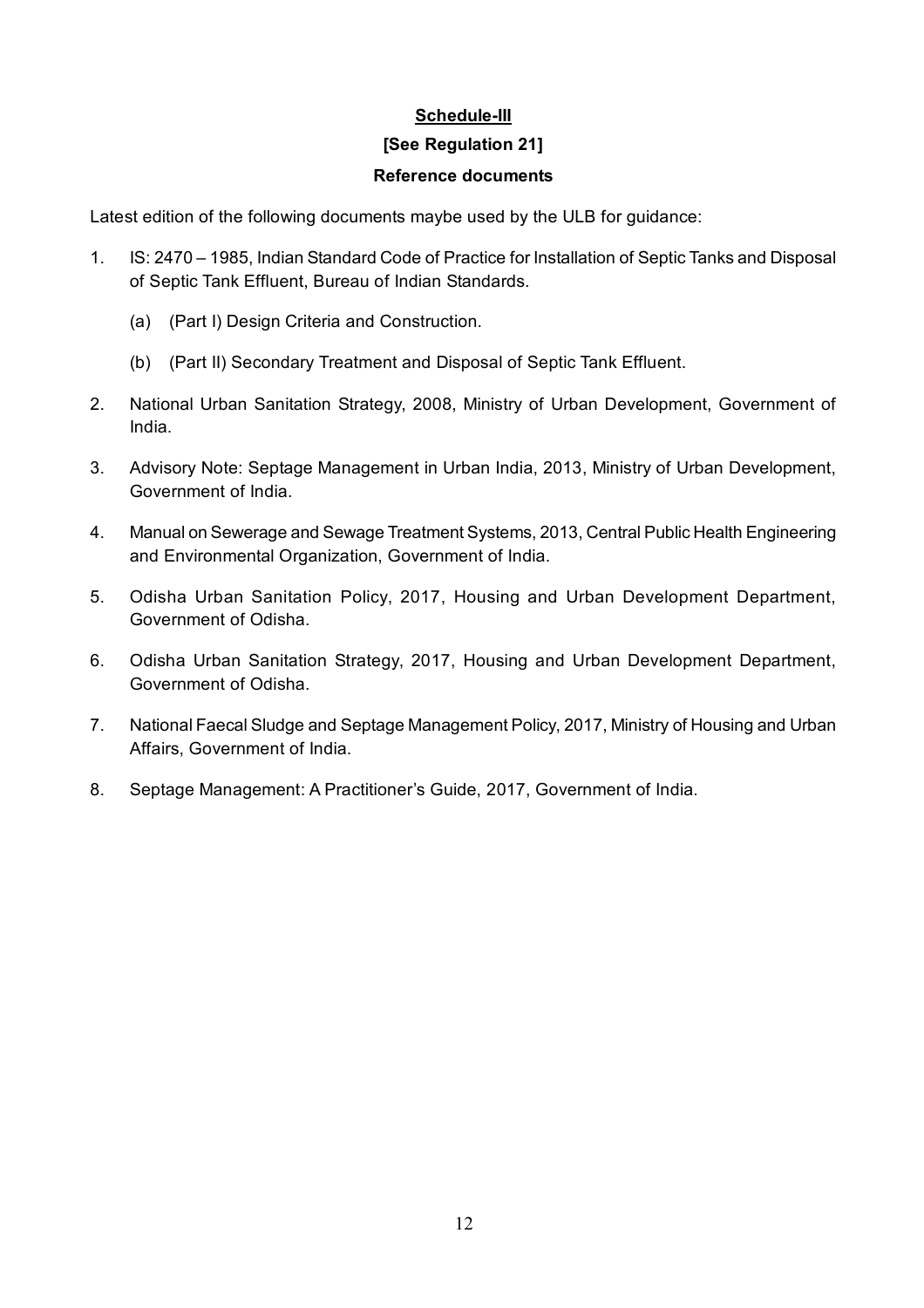**Schedule-III**

**[See Regulation 21]**

**Reference documents**

Latest edition of the following documents maybe used by the ULB for guidance:

1. IS: 2470 – 1985, Indian Standard Code of Practice for Installation of Septic Tanks and Disposal of Septic Tank Effluent, Bureau of Indian Standards.
   (a) (Part I) Design Criteria and Construction.
   (b) (Part II) Secondary Treatment and Disposal of Septic Tank Effluent.
2. National Urban Sanitation Strategy, 2008, Ministry of Urban Development, Government of India.
3. Advisory Note: Septage Management in Urban India, 2013, Ministry of Urban Development, Government of India.
4. Manual on Sewerage and Sewage Treatment Systems, 2013, Central Public Health Engineering and Environmental Organization, Government of India.
5. Odisha Urban Sanitation Policy, 2017, Housing and Urban Development Department, Government of Odisha.
6. Odisha Urban Sanitation Strategy, 2017, Housing and Urban Development Department, Government of Odisha.
7. National Faecal Sludge and Septage Management Policy, 2017, Ministry of Housing and Urban Affairs, Government of India.
8. Septage Management: A Practitioner's Guide, 2017, Government of India.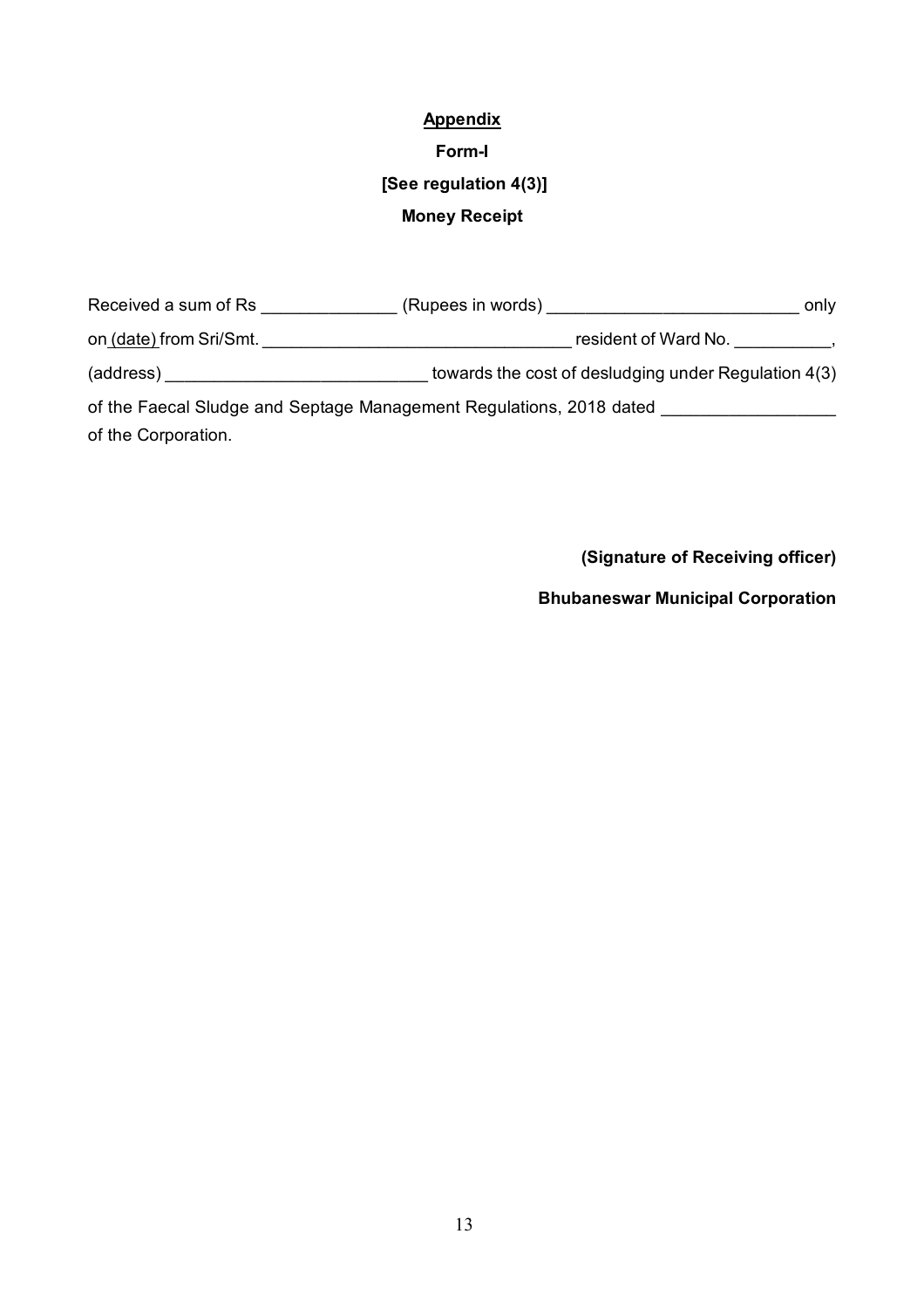**<u>Appendix</u>**

**Form-I**

**[See regulation 4(3)]**

**Money Receipt**

Received a sum of Rs ______________ (Rupees in words) __________________________ only on <u>(date)</u> from Sri/Smt. ________________________________ resident of Ward No. __________, (address) ___________________________ towards the cost of desludging under Regulation 4(3) of the Faecal Sludge and Septage Management Regulations, 2018 dated _________________ of the Corporation.

**(Signature of Receiving officer)**

**Bhubaneswar Municipal Corporation**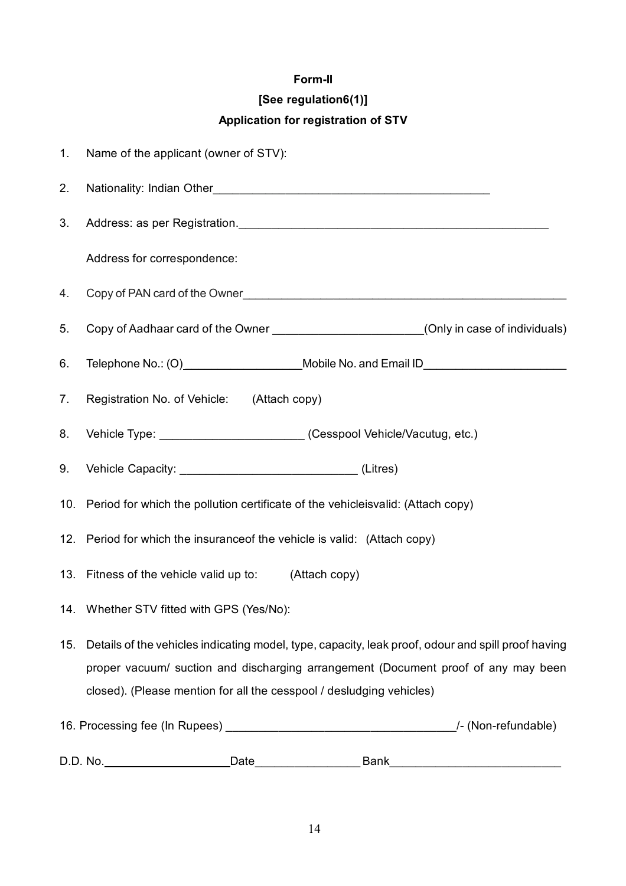**Form-II**

**[See regulation6(1)]**

**Application for registration of STV**

1. Name of the applicant (owner of STV):
2. Nationality: Indian Other___________________________________________
3. Address: as per Registration._______________________________________________

   Address for correspondence:
4. Copy of PAN card of the Owner____________________________________________________
5. Copy of Aadhaar card of the Owner ______________________(Only in case of individuals)
6. Telephone No.: (O)_________________Mobile No. and Email ID_____________________
7. Registration No. of Vehicle: (Attach copy)
8. Vehicle Type: _____________________ (Cesspool Vehicle/Vacutug, etc.)
9. Vehicle Capacity: __________________________ (Litres)
10. Period for which the pollution certificate of the vehicleisvalid: (Attach copy)
12. Period for which the insuranceof the vehicle is valid: (Attach copy)
13. Fitness of the vehicle valid up to: (Attach copy)
14. Whether STV fitted with GPS (Yes/No):
15. Details of the vehicles indicating model, type, capacity, leak proof, odour and spill proof having proper vacuum/ suction and discharging arrangement (Document proof of any may been closed). (Please mention for all the cesspool / desludging vehicles)
16. Processing fee (In Rupees) __________________________________/- (Non-refundable)

D.D. No.___________________Date________________ Bank__________________________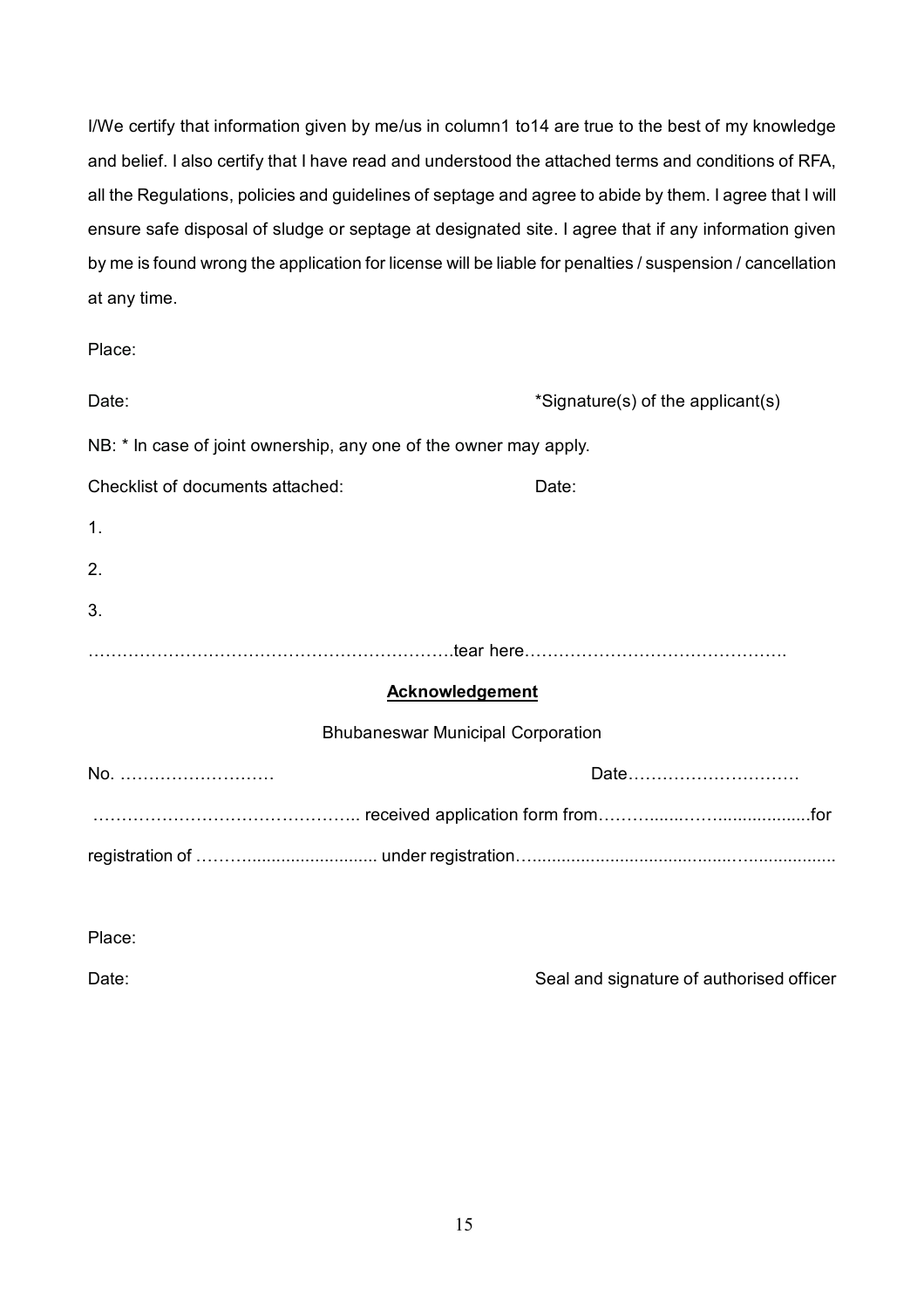I/We certify that information given by me/us in column1 to14 are true to the best of my knowledge and belief. I also certify that I have read and understood the attached terms and conditions of RFA, all the Regulations, policies and guidelines of septage and agree to abide by them. I agree that I will ensure safe disposal of sludge or septage at designated site. I agree that if any information given by me is found wrong the application for license will be liable for penalties / suspension / cancellation at any time.

Place:

Date: *Signature(s) of the applicant(s)

NB: * In case of joint ownership, any one of the owner may apply.

Checklist of documents attached: Date:

1.

2.

3.

……………………………………………………….tear here……………………………………….

## Acknowledgement

Bhubaneswar Municipal Corporation

No. ……………………… Date…………………………

……………………………………….. received application form from……….......……...................for

registration of ……….......................... under registration…...........................................…..................

Place:

Date: Seal and signature of authorised officer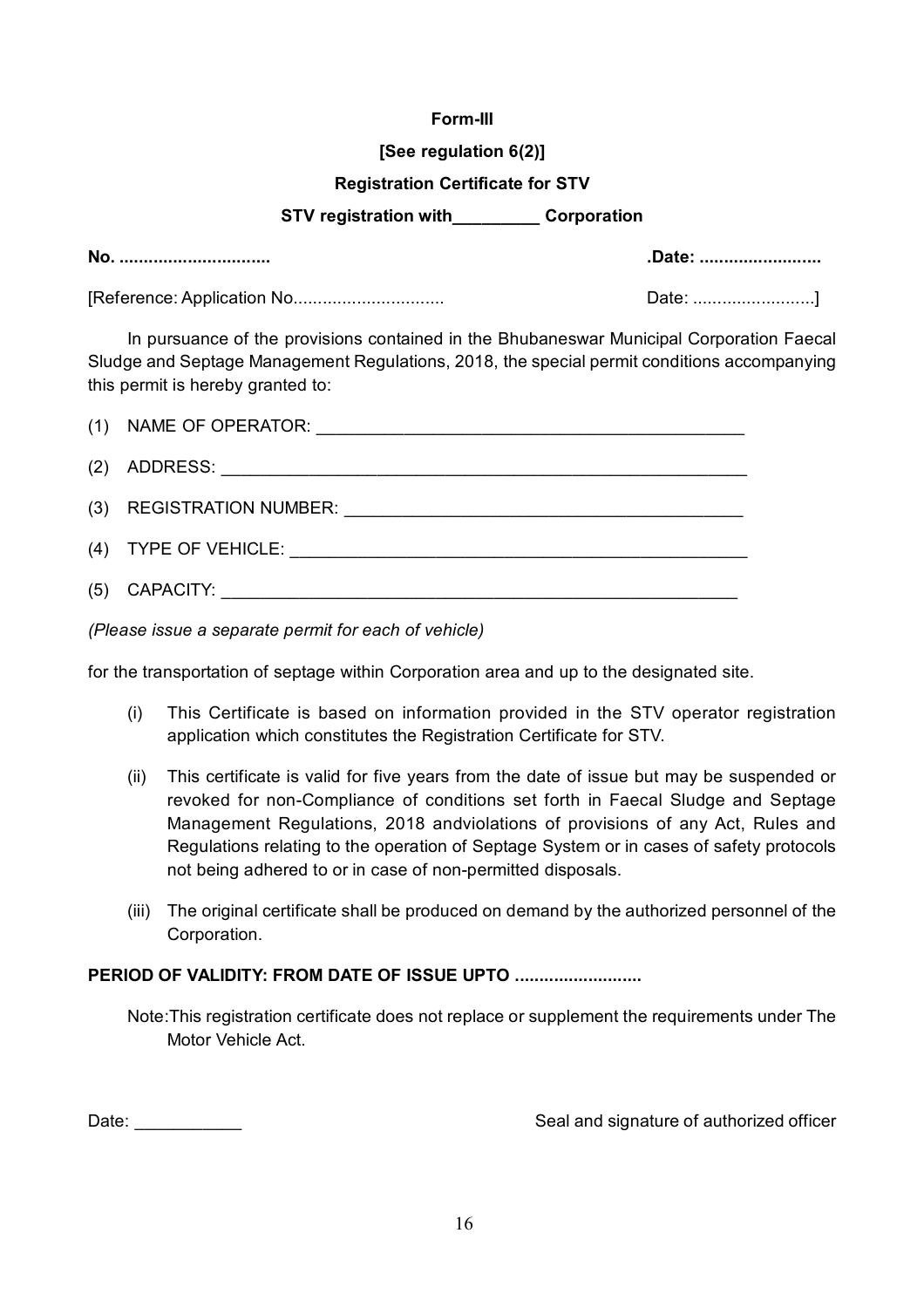**Form-III**

**[See regulation 6(2)]**

**Registration Certificate for STV**

**STV registration with_________ Corporation**

**No. ...............................** **.Date: .........................**

[Reference: Application No............................... Date: .........................]

In pursuance of the provisions contained in the Bhubaneswar Municipal Corporation Faecal Sludge and Septage Management Regulations, 2018, the special permit conditions accompanying this permit is hereby granted to:

(1) NAME OF OPERATOR: _____________________________________________

(2) ADDRESS: _______________________________________________________

(3) REGISTRATION NUMBER: __________________________________________

(4) TYPE OF VEHICLE: _______________________________________________

(5) CAPACITY: ______________________________________________________

*(Please issue a separate permit for each of vehicle)*

for the transportation of septage within Corporation area and up to the designated site.

(i) This Certificate is based on information provided in the STV operator registration application which constitutes the Registration Certificate for STV.

(ii) This certificate is valid for five years from the date of issue but may be suspended or revoked for non-Compliance of conditions set forth in Faecal Sludge and Septage Management Regulations, 2018 andviolations of provisions of any Act, Rules and Regulations relating to the operation of Septage System or in cases of safety protocols not being adhered to or in case of non-permitted disposals.

(iii) The original certificate shall be produced on demand by the authorized personnel of the Corporation.

**PERIOD OF VALIDITY: FROM DATE OF ISSUE UPTO ..........................**

Note:This registration certificate does not replace or supplement the requirements under The Motor Vehicle Act.

Date: ___________ Seal and signature of authorized officer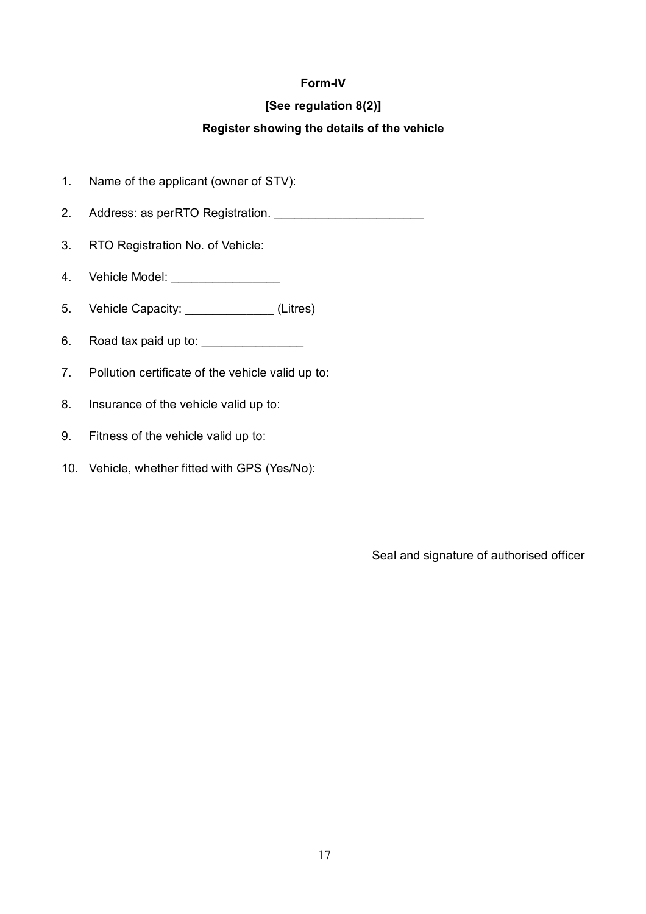**Form-IV**

**[See regulation 8(2)]**

**Register showing the details of the vehicle**

1. Name of the applicant (owner of STV):
2. Address: as perRTO Registration. ______________________
3. RTO Registration No. of Vehicle:
4. Vehicle Model: ________________
5. Vehicle Capacity: _____________ (Litres)
6. Road tax paid up to: _______________
7. Pollution certificate of the vehicle valid up to:
8. Insurance of the vehicle valid up to:
9. Fitness of the vehicle valid up to:
10. Vehicle, whether fitted with GPS (Yes/No):

Seal and signature of authorised officer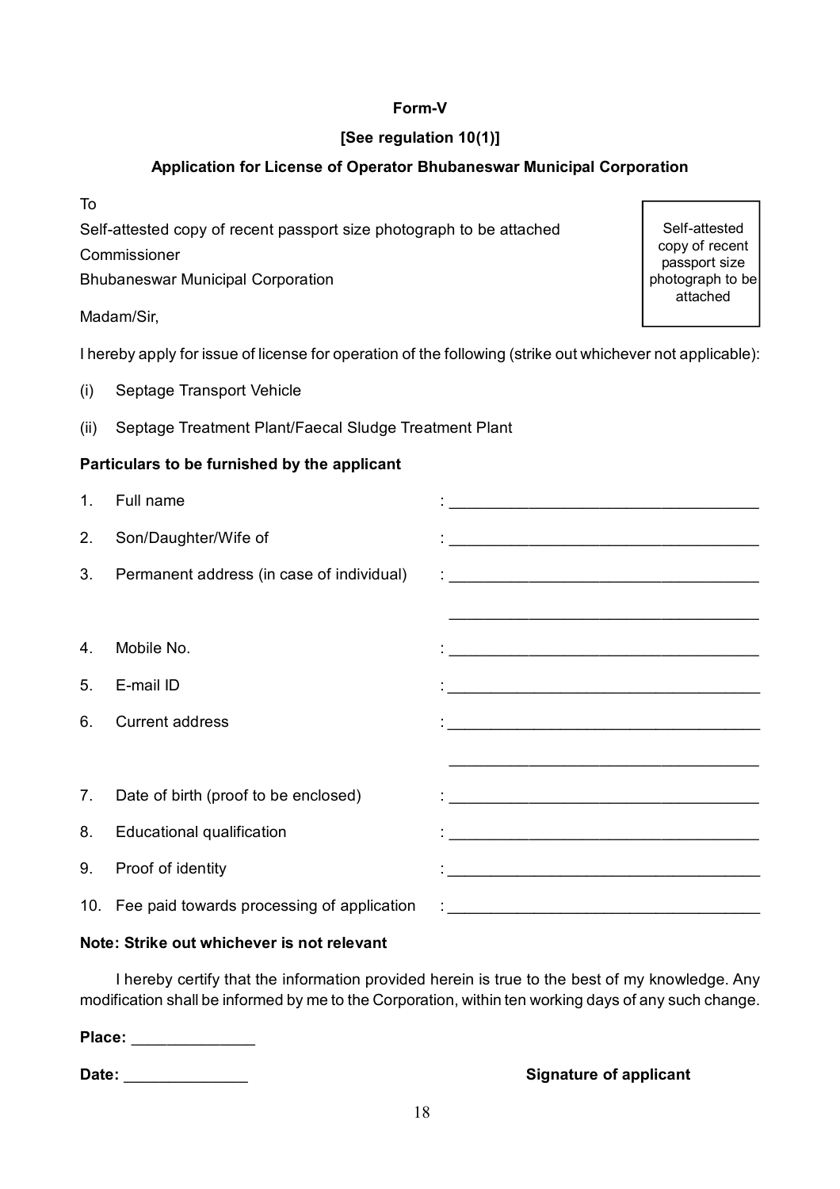**Form-V**

**[See regulation 10(1)]**

**Application for License of Operator Bhubaneswar Municipal Corporation**

To

Self-attested copy of recent passport size photograph to be attached

Commissioner

Bhubaneswar Municipal Corporation

Self-attested copy of recent passport size photograph to be attached

Madam/Sir,

I hereby apply for issue of license for operation of the following (strike out whichever not applicable):

(i) Septage Transport Vehicle

(ii) Septage Treatment Plant/Faecal Sludge Treatment Plant

**Particulars to be furnished by the applicant**

1. Full name : ___________________________________
2. Son/Daughter/Wife of : ___________________________________
3. Permanent address (in case of individual) : ___________________________________

   ___________________________________
4. Mobile No. : ___________________________________
5. E-mail ID : ___________________________________
6. Current address : ___________________________________

   ___________________________________
7. Date of birth (proof to be enclosed) : ___________________________________
8. Educational qualification : ___________________________________
9. Proof of identity : ___________________________________
10. Fee paid towards processing of application : ___________________________________

**Note: Strike out whichever is not relevant**

I hereby certify that the information provided herein is true to the best of my knowledge. Any modification shall be informed by me to the Corporation, within ten working days of any such change.

**Place:** ______________

**Date:** ______________ **Signature of applicant**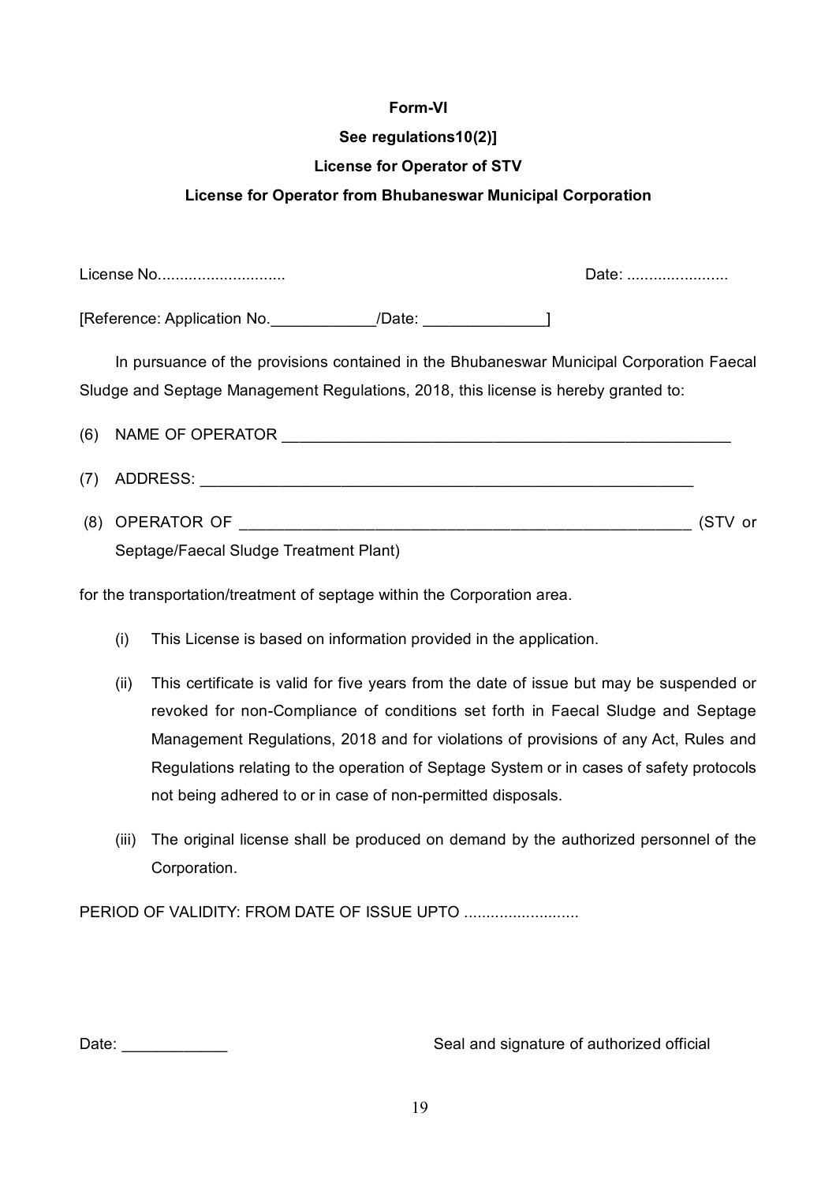**Form-VI**

**See regulations10(2)]**

**License for Operator of STV**

**License for Operator from Bhubaneswar Municipal Corporation**

License No............................ Date: ......................

[Reference: Application No.____________/Date: ______________]

In pursuance of the provisions contained in the Bhubaneswar Municipal Corporation Faecal Sludge and Septage Management Regulations, 2018, this license is hereby granted to:

(6) NAME OF OPERATOR ______________________________________________________

(7) ADDRESS: ___________________________________________________________

(8) OPERATOR OF ______________________________________________________ (STV or Septage/Faecal Sludge Treatment Plant)

for the transportation/treatment of septage within the Corporation area.

(i) This License is based on information provided in the application.

(ii) This certificate is valid for five years from the date of issue but may be suspended or revoked for non-Compliance of conditions set forth in Faecal Sludge and Septage Management Regulations, 2018 and for violations of provisions of any Act, Rules and Regulations relating to the operation of Septage System or in cases of safety protocols not being adhered to or in case of non-permitted disposals.

(iii) The original license shall be produced on demand by the authorized personnel of the Corporation.

PERIOD OF VALIDITY: FROM DATE OF ISSUE UPTO ..........................

Date: ____________ Seal and signature of authorized official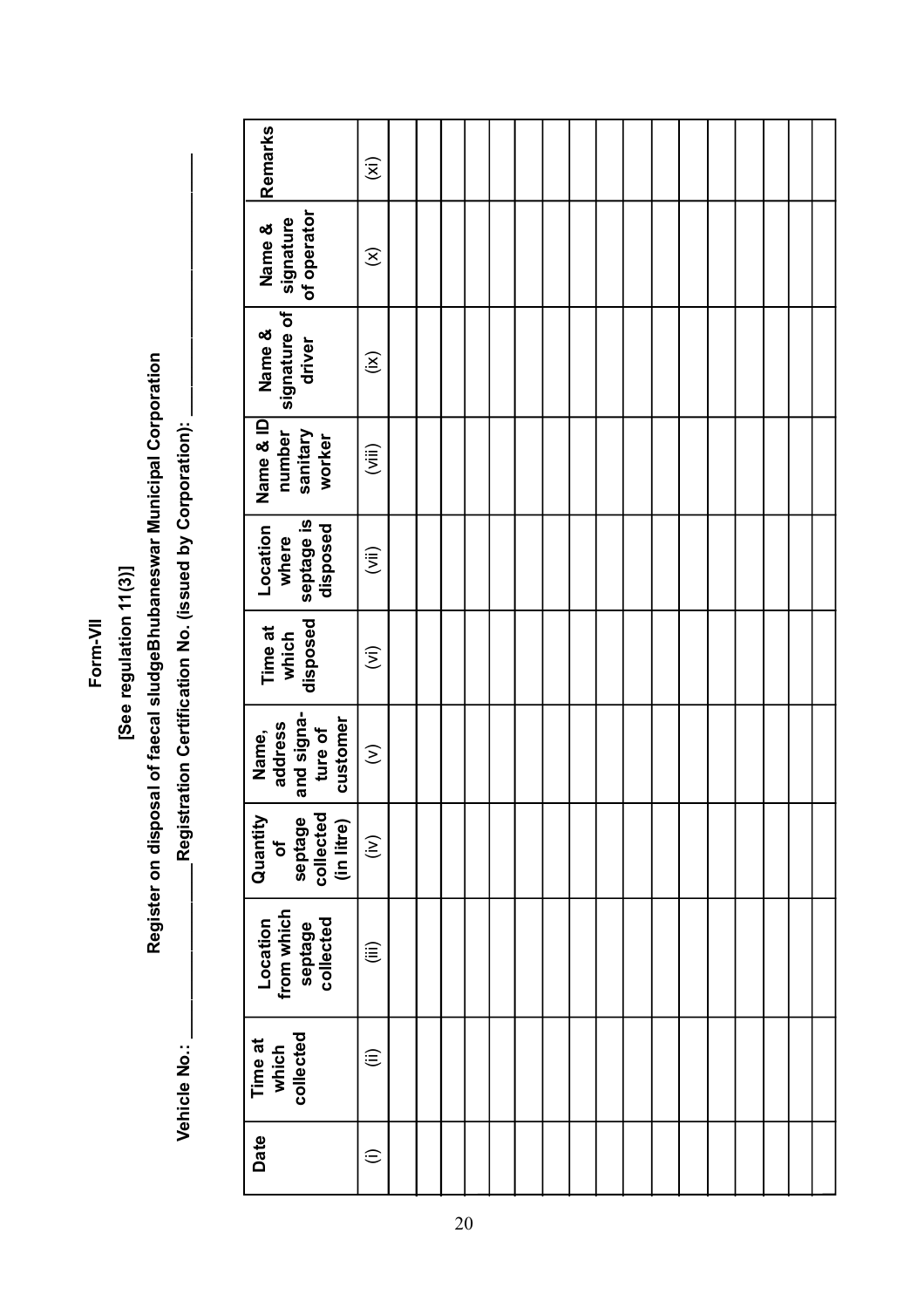# Form-VII

**[See regulation 11(3)]**

**Register on disposal of faecal sludgeBhubaneswar Municipal Corporation**

**Vehicle No.: ______________ Registration Certification No. (issued by Corporation): ______________**

| Date | Time at which collected | Location from which septage collected | Quantity of septage collected (in litre) | Name, address and signa-ture of customer | Time at which disposed | Location where septage is disposed | Name & ID number sanitary worker | Name & signature of driver | Name & signature of operator | Remarks |
|---|---|---|---|---|---|---|---|---|---|---|
| (i) | (ii) | (iii) | (iv) | (v) | (vi) | (vii) | (viii) | (ix) | (x) | (xi) |
| | | | | | | | | | | |
| | | | | | | | | | | |
| | | | | | | | | | | |
| | | | | | | | | | | |
| | | | | | | | | | | |
| | | | | | | | | | | |
| | | | | | | | | | | |
| | | | | | | | | | | |
| | | | | | | | | | | |
| | | | | | | | | | | |
| | | | | | | | | | | |
| | | | | | | | | | | |
| | | | | | | | | | | |
| | | | | | | | | | | |
| | | | | | | | | | | |
| | | | | | | | | | | |
| | | | | | | | | | | |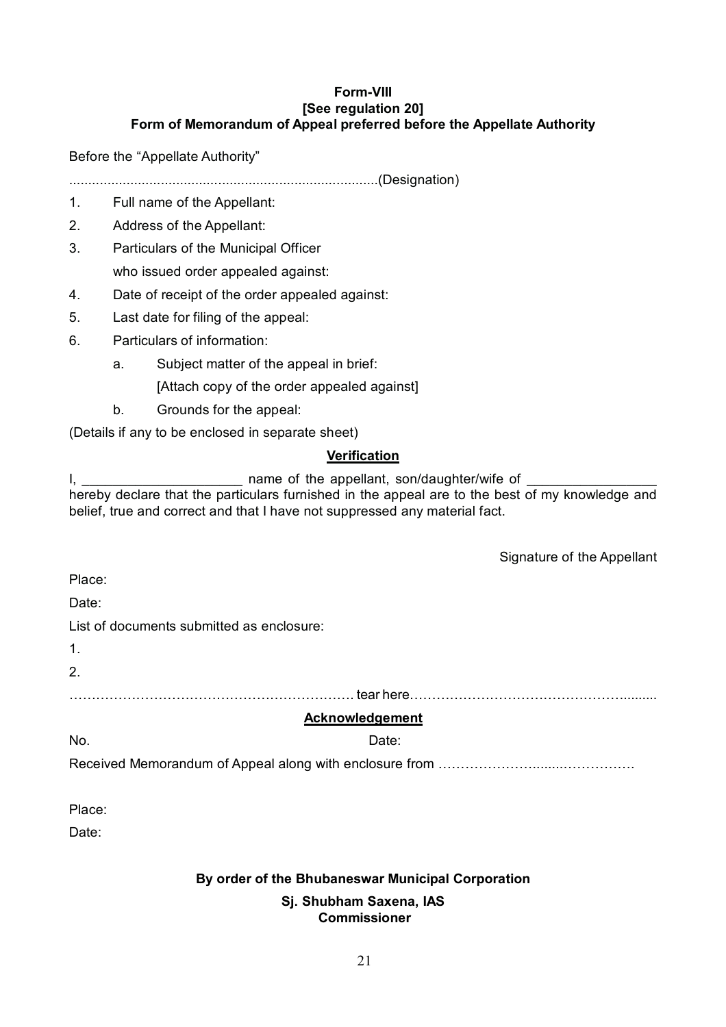**Form-VIII**
**[See regulation 20]**
**Form of Memorandum of Appeal preferred before the Appellate Authority**

Before the "Appellate Authority"

...............................................................................(Designation)

1. Full name of the Appellant:
2. Address of the Appellant:
3. Particulars of the Municipal Officer
   who issued order appealed against:
4. Date of receipt of the order appealed against:
5. Last date for filing of the appeal:
6. Particulars of information:
   a. Subject matter of the appeal in brief:
      [Attach copy of the order appealed against]
   b. Grounds for the appeal:

(Details if any to be enclosed in separate sheet)

**Verification**

I, _____________________ name of the appellant, son/daughter/wife of _________________ hereby declare that the particulars furnished in the appeal are to the best of my knowledge and belief, true and correct and that I have not suppressed any material fact.

Signature of the Appellant

Place:

Date:

List of documents submitted as enclosure:

1.

2.

………………………………………………………tear here……………………………………………........

**Acknowledgement**

No. Date:

Received Memorandum of Appeal along with enclosure from …………………........……………….

Place:

Date:

**By order of the Bhubaneswar Municipal Corporation**

**Sj. Shubham Saxena, IAS**
**Commissioner**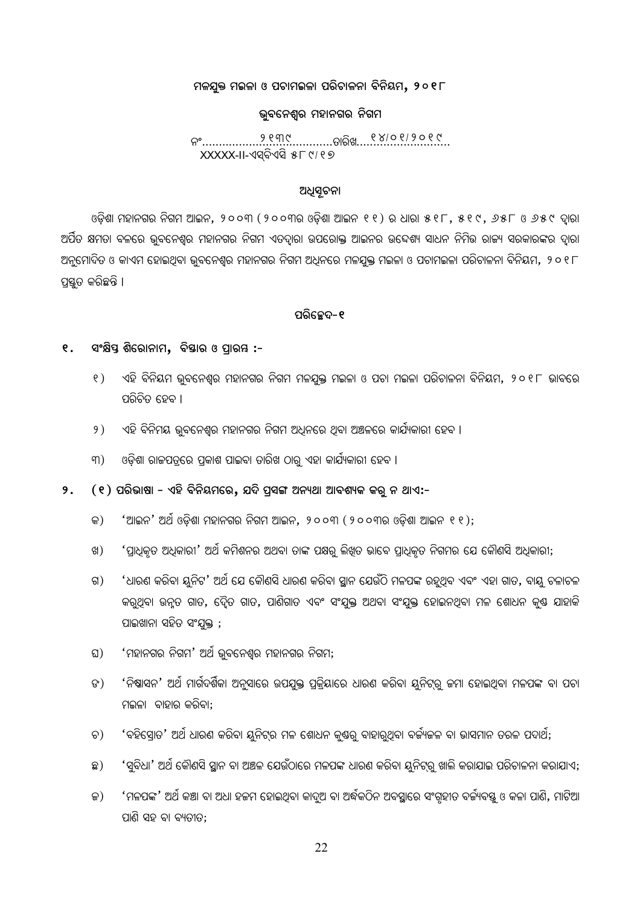**ମଳଯୁକ୍ତ ମଇଳା ଓ ପଚାମଇଳା ପରିଚାଳନା ବିନିୟମ, ୨୦୧୮**

**ଭୁବନେଶ୍ୱର ମହାନଗର ନିଗମ**

ନଂ...............୨୧୩୯...............ତାରିଖ...୧୪/୦୧/୨୦୧୯...
XXXXX-II-ଏସ୍‌ବିଏସି ୫୮୯/୧୭

**ଅଧିସୂଚନା**

ଓଡ଼ିଶା ମହାନଗର ନିଗମ ଆଇନ, ୨୦୦୩ (୨୦୦୩ର ଓଡ଼ିଶା ଆଇନ ୧୧) ର ଧାରା ୫୧୮, ୫୧୯, ୬୫୮ ଓ ୬୫୯ ଦ୍ୱାରା ଅର୍ପିତ କ୍ଷମତା ବଳରେ ଭୁବନେଶ୍ୱର ମହାନଗର ନିଗମ ଏତଦ୍ୱାରା ଉପରୋକ୍ତ ଆଇନର ଉଦ୍ଦେଶ୍ୟ ସାଧନ ନିମିତ୍ତ ରାଜ୍ୟ ସରକାରଙ୍କର ଦ୍ୱାରା ଅନୁମୋଦିତ ଓ କାଏମ ହୋଇଥିବା ଭୁବନେଶ୍ୱର ମହାନଗର ନିଗମ ଅଧିନରେ ମଳଯୁକ୍ତ ମଇଳା ଓ ପଚାମଇଳା ପରିଚାଳନା ବିନିୟମ, ୨୦୧୮ ପ୍ରସ୍ତୁତ କରିଛନ୍ତି ।

**ପରିଚ୍ଛେଦ-୧**

**୧. ସଂକ୍ଷିପ୍ତ ଶିରୋନାମ, ବିସ୍ତାର ଓ ପ୍ରାରମ୍ଭ :-**

୧) ଏହି ବିନିୟମ ଭୁବନେଶ୍ୱର ମହାନଗର ନିଗମ ମଳଯୁକ୍ତ ମଇଳା ଓ ପଚା ମଇଳା ପରିଚାଳନା ବିନିୟମ, ୨୦୧୮ ଭାବରେ ପରିଚିତ ହେବ ।

୨) ଏହି ବିନିମୟ ଭୁବନେଶ୍ୱର ମହାନଗର ନିଗମ ଅଧିନରେ ଥିବା ଅଞ୍ଚଳରେ କାର୍ଯ୍ୟକାରୀ ହେବ ।

୩) ଓଡ଼ିଶା ରାଜପତ୍ରରେ ପ୍ରକାଶ ପାଇବା ତାରିଖ ଠାରୁ ଏହା କାର୍ଯ୍ୟକାରୀ ହେବ ।

**୨. (୧) ପରିଭାଷା - ଏହି ବିନିୟମରେ, ଯଦି ପ୍ରସଙ୍ଗ ଅନ୍ୟଥା ଆବଶ୍ୟକ କରୁ ନ ଥାଏ:-**

କ) 'ଆଇନ' ଅର୍ଥ ଓଡ଼ିଶା ମହାନଗର ନିଗମ ଆଇନ, ୨୦୦୩ (୨୦୦୩ର ଓଡ଼ିଶା ଆଇନ ୧୧);

ଖ) 'ପ୍ରାଧିକୃତ ଅଧିକାରୀ' ଅର୍ଥ କମିଶନର ଅଥବା ତାଙ୍କ ପକ୍ଷରୁ ଲିଖିତ ଭାବେ ପ୍ରାଧିକୃତ ନିଗମର ଯେ କୌଣସି ଅଧିକାରୀ;

ଗ) 'ଧାରଣ କରିବା ୟୁନିଟ' ଅର୍ଥ ଯେ କୌଣସି ଧାରଣ କରିବା ସ୍ଥାନ ଯେଉଁଠି ମଳପଙ୍କ ରହୁଥିବ ଏବଂ ଏହା ଗାତ, ବାୟୁ ଚଳାଚଳ କରୁଥିବା ଉନ୍ନତ ଗାତ, ଦ୍ୱୈତ ଗାତ, ପାଣିଗାତ ଏବଂ ସଂଯୁକ୍ତ ଅଥବା ସଂଯୁକ୍ତ ହୋଇନଥିବା ମଳ ଶୋଧନ କୁଣ୍ଡ ଯାହାକି ପାଇଖାନା ସହିତ ସଂଯୁକ୍ତ ;

ଘ) 'ମହାନଗର ନିଗମ' ଅର୍ଥ ଭୁବନେଶ୍ୱର ମହାନଗର ନିଗମ;

ଙ) 'ନିଷ୍କାସନ' ଅର୍ଥ ମାର୍ଗଦର୍ଶିକା ଅନୁସାରେ ଉପଯୁକ୍ତ ପ୍ରକ୍ରିୟାରେ ଧାରଣ କରିବା ୟୁନିଟ୍‌ରୁ ଜମା ହୋଇଥିବା ମଳପଙ୍କ ବା ପଚା ମଇଳା ବାହାର କରିବା;

ଚ) 'ବହିସ୍ରୋତ' ଅର୍ଥ ଧାରଣ କରିବା ୟୁନିଟ୍‌ର ମଳ ଶୋଧନ କୁଣ୍ଡରୁ ବାହାରୁଥିବା ବର୍ଜ୍ୟଜଳ ବା ଭାସମାନ ତରଳ ପଦାର୍ଥ;

ଛ) 'ସୁବିଧା' ଅର୍ଥ କୌଣସି ସ୍ଥାନ ବା ଅଞ୍ଚଳ ଯେଉଁଠାରେ ମଳପଙ୍କ ଧାରଣ କରିବା ୟୁନିଟ୍‌ରୁ ଖାଲି କରାଯାଇ ପରିଚାଳନା କରାଯାଏ;

ଜ) 'ମଳପଙ୍କ' ଅର୍ଥ କଞ୍ଚା ବା ଅଧା ହଜମ ହୋଇଥିବା କାଦୁଅ ବା ଅର୍ଦ୍ଧକଠିନ ଅବସ୍ଥାରେ ସଂଗୃହୀତ ବର୍ଜ୍ୟବସ୍ତୁ ଓ କଳା ପାଣି, ମାଟିଆ ପାଣି ସହ ବା ବ୍ୟତୀତ;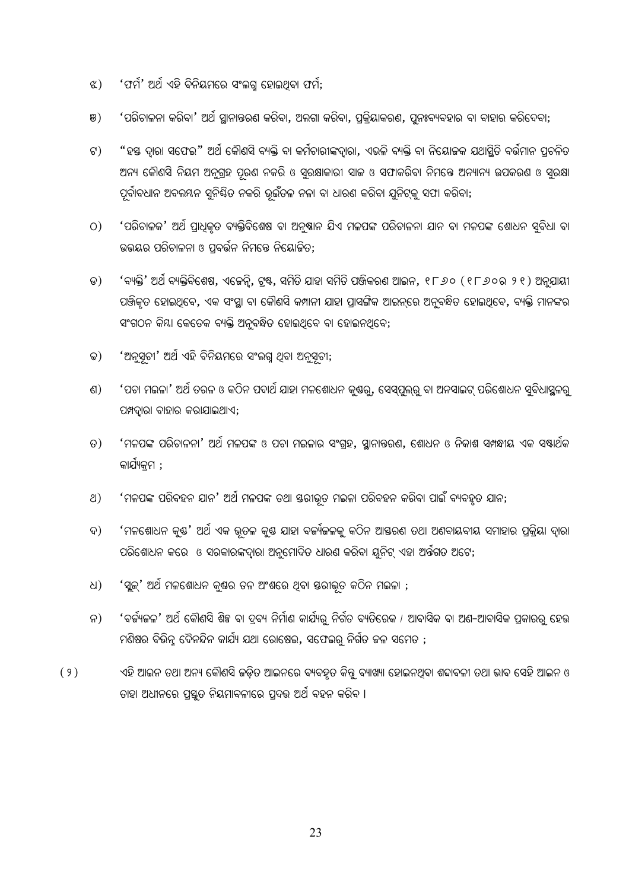ଙ) 'ଫର୍ମ' ଅର୍ଥ ଏହି ବିନିୟମରେ ସଂଲଗ୍ନ ହୋଇଥିବା ଫର୍ମ;

ଞ) 'ପରିଚାଳନା କରିବା' ଅର୍ଥ ସ୍ଥାନାନ୍ତରଣ କରିବା, ଅଲଗା କରିବା, ପ୍ରକ୍ରିୟାକରଣ, ପୁନଃବ୍ୟବହାର ବା ବାହାର କରିଦେବା;

ଟ) "ହସ୍ତ ଦ୍ୱାରା ସଫେଇ" ଅର୍ଥ କୌଣସି ବ୍ୟକ୍ତି ବା କର୍ମଚାରୀଙ୍କଦ୍ୱାରା, ଏଭଳି ବ୍ୟକ୍ତି ବା ନିୟୋଜକ ଯଥାସ୍ଥିତି ବର୍ତ୍ତମାନ ପ୍ରଚଳିତ ଅନ୍ୟ କୌଣସି ନିୟମ ଅନୁଗ୍ରହ ପୂରଣ ନକରି ଓ ସୁରକ୍ଷାକାରୀ ସାଜ ଓ ସଫାକରିବା ନିମନ୍ତେ ଅନ୍ୟାନ୍ୟ ଉପକରଣ ଓ ସୁରକ୍ଷା ପୂର୍ବାବଧାନ ଅବଲମ୍ବନ ସୁନିଶ୍ଚିତ ନକରି ଭୂଇଁତଳ ନଳା ବା ଧାରଣ କରିବା ୟୁନିଟ୍‌କୁ ସଫା କରିବା;

ଠ) 'ପରିଚାଳକ' ଅର୍ଥ ପ୍ରାଧିକୃତ ବ୍ୟକ୍ତିବିଶେଷ ବା ଅନୁଷ୍ଠାନ ଯିଏ ମଳପଙ୍କ ପରିଚାଳନା ଯାନ ବା ମଳପଙ୍କ ଶୋଧନ ସୁବିଧା ବା ଉଭୟର ପରିଚାଳନା ଓ ପ୍ରବର୍ତ୍ତନ ନିମନ୍ତେ ନିୟୋଜିତ;

ଡ) 'ବ୍ୟକ୍ତି' ଅର୍ଥ ବ୍ୟକ୍ତିବିଶେଷ, ଏଜେନ୍ସି, ଟ୍ରଷ୍ଟ, ସମିତି ଯାହା ସମିତି ପଞ୍ଜିକରଣ ଆଇନ, ୧୮୬୦ (୧୮୬୦ର ୨୧) ଅନୁଯାୟୀ ପଞ୍ଜିକୃତ ହୋଇଥିବେ, ଏକ ସଂସ୍ଥା ବା କୌଣସି କମ୍ପାନୀ ଯାହା ପ୍ରାସଙ୍ଗିକ ଆଇନ୍‌ରେ ଅନୁବନ୍ଧିତ ହୋଇଥିବେ, ବ୍ୟକ୍ତି ମାନଙ୍କର ସଂଗଠନ କିମ୍ବା କେତେକ ବ୍ୟକ୍ତି ଅନୁବନ୍ଧିତ ହୋଇଥିବେ ବା ହୋଇନଥିବେ;

ଢ) 'ଅନୁସୂଚୀ' ଅର୍ଥ ଏହି ବିନିୟମରେ ସଂଲଗ୍ନ ଥିବା ଅନୁସୂଚୀ;

ଣ) 'ପଚା ମଇଳା' ଅର୍ଥ ତରଳ ଓ କଠିନ ପଦାର୍ଥ ଯାହା ମଳଶୋଧନ କୁଣ୍ଡରୁ, ସେସ୍‌ପୁଲ୍‌ରୁ ବା ଅନସାଇଟ୍ ପରିଶୋଧନ ସୁବିଧାସ୍ଥଳରୁ ପମ୍ପଦ୍ୱାରା ବାହାର କରାଯାଇଥାଏ;

ତ) 'ମଳପଙ୍କ ପରିଚାଳନା' ଅର୍ଥ ମଳପଙ୍କ ଓ ପଚା ମଇଳାର ସଂଗ୍ରହ, ସ୍ଥାନାନ୍ତରଣ, ଶୋଧନ ଓ ନିକାଶ ସମ୍ପନ୍ଧୀୟ ଏକ ସଷ୍ଟାର୍ଥକ କାର୍ଯ୍ୟକ୍ରମ ;

ଥ) 'ମଳପଙ୍କ ପରିବହନ ଯାନ' ଅର୍ଥ ମଳପଙ୍କ ତଥା ସ୍ତରୀଭୂତ ମଇଳା ପରିବହନ କରିବା ପାଇଁ ବ୍ୟବହୃତ ଯାନ;

ଦ) 'ମଳଶୋଧନ କୁଣ୍ଡ' ଅର୍ଥ ଏକ ଭୂତଳ କୁଣ୍ଡ ଯାହା ବର୍ଜ୍ୟଜଳକୁ କଠିନ ଆସ୍ତରଣ ତଥା ଅଣବାୟବୀୟ ସମାହାର ପ୍ରକ୍ରିୟା ଦ୍ୱାରା ପରିଶୋଧନ କରେ ଓ ସରକାରଙ୍କଦ୍ୱାରା ଅନୁମୋଦିତ ଧାରଣ କରିବା ୟୁନିଟ୍ ଏହା ଅନ୍ତର୍ଗତ ଅଟେ;

ଧ) 'ସ୍ଲଜ୍' ଅର୍ଥ ମଳଶୋଧନ କୁଣ୍ଡର ତଳ ଅଂଶରେ ଥିବା ସ୍ତରୀଭୂତ କଠିନ ମଇଳା ;

ନ) 'ବର୍ଜ୍ୟଜଳ' ଅର୍ଥ କୌଣସି ଶିଳ୍ପ ବା ଦ୍ରବ୍ୟ ନିର୍ମାଣ କାର୍ଯ୍ୟରୁ ନିର୍ଗତ ବ୍ୟତିରେକ / ଆବାସିକ ବା ଅଣ-ଆବାସିକ ପ୍ରକାରରୁ ହେଉ ମଣିଷର ବିଭିନ୍ନ ଦୈନନ୍ଦିନ କାର୍ଯ୍ୟ ଯଥା ରୋଷେଇ, ସଫେଇରୁ ନିର୍ଗତ ଜଳ ସମେତ ;

(୨) ଏହି ଆଇନ ତଥା ଅନ୍ୟ କୌଣସି ଜଡ଼ିତ ଆଇନରେ ବ୍ୟବହୃତ କିନ୍ତୁ ବ୍ୟାଖ୍ୟା ହୋଇନଥିବା ଶବ୍ଦାବଳୀ ତଥା ଭାବ ସେହି ଆଇନ ଓ ତାହା ଅଧୀନରେ ପ୍ରସ୍ତୁତ ନିୟମାବଳୀରେ ପ୍ରଦତ୍ତ ଅର୍ଥ ବହନ କରିବ ।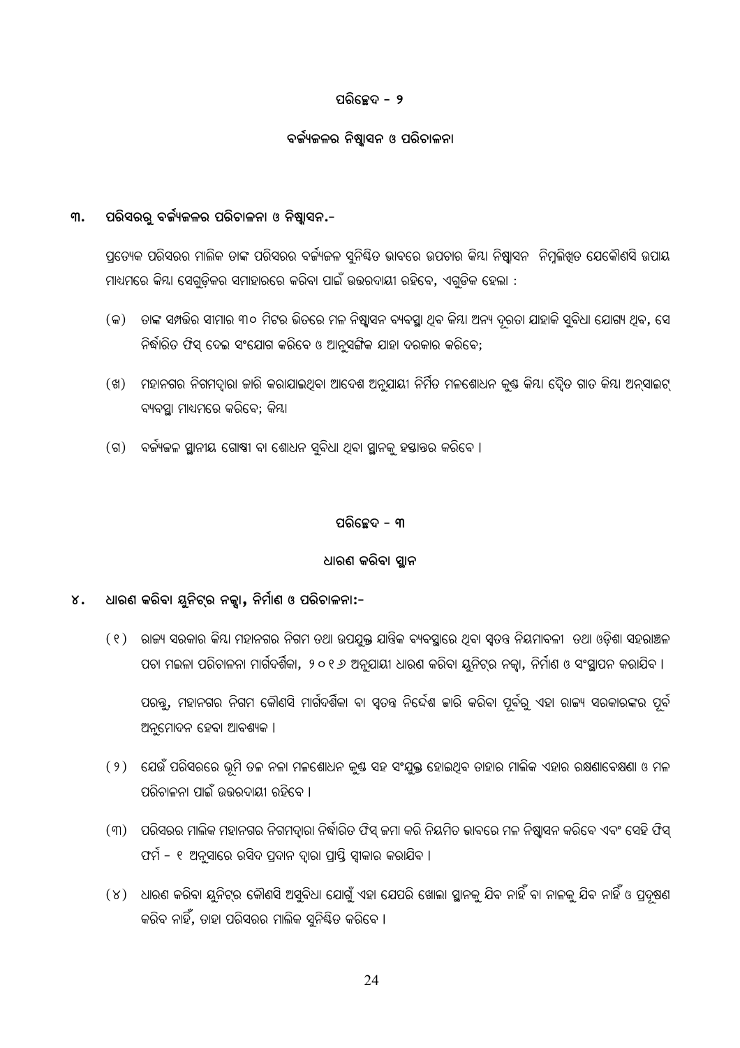## ପରିଚ୍ଛେଦ - ୨

## ବର୍ଜ୍ୟଜଳର ନିଷ୍କାସନ ଓ ପରିଚାଳନା

**୩. ପରିସରରୁ ବର୍ଜ୍ୟଜଳର ପରିଚାଳନା ଓ ନିଷ୍କାସନ.-**

ପ୍ରତ୍ୟେକ ପରିସରର ମାଲିକ ତାଙ୍କ ପରିସରର ବର୍ଜ୍ୟଜଳ ସୁନିଶ୍ଚିତ ଭାବରେ ଉପଚାର କିମ୍ବା ନିଷ୍କାସନ ନିମ୍ନଲିଖିତ ଯେକୌଣସି ଉପାୟ ମାଧ୍ୟମରେ କିମ୍ବା ସେଗୁଡ଼ିକର ସମାହାରରେ କରିବା ପାଇଁ ଉତ୍ତରଦାୟୀ ରହିବେ, ଏଗୁଡ଼ିକ ହେଲା :

(କ) ତାଙ୍କ ସମ୍ପତ୍ତିର ସୀମାର ୩୦ ମିଟର ଭିତରେ ମଳ ନିଷ୍କାସନ ବ୍ୟବସ୍ଥା ଥିବ କିମ୍ବା ଅନ୍ୟ ଦୂରତା ଯାହାକି ସୁବିଧା ଯୋଗ୍ୟ ଥିବ, ସେ ନିର୍ଦ୍ଧାରିତ ଫିସ୍ ଦେଇ ସଂଯୋଗ କରିବେ ଓ ଆନୁସଙ୍ଗିକ ଯାହା ଦରକାର କରିବେ;

(ଖ) ମହାନଗର ନିଗମଦ୍ୱାରା ଜାରି କରାଯାଇଥିବା ଆଦେଶ ଅନୁଯାୟୀ ନିର୍ମିତ ମଳଶୋଧନ କୁଣ୍ଡ କିମ୍ବା ଦ୍ୱୈତ ଗାତ କିମ୍ବା ଅନ୍‌ସାଇଟ୍ ବ୍ୟବସ୍ଥା ମାଧ୍ୟମରେ କରିବେ; କିମ୍ବା

(ଗ) ବର୍ଜ୍ୟଜଳ ସ୍ଥାନୀୟ ଗୋଷ୍ଠୀ ବା ଶୋଧନ ସୁବିଧା ଥିବା ସ୍ଥାନକୁ ହସ୍ତାନ୍ତର କରିବେ ।

## ପରିଚ୍ଛେଦ - ୩

## ଧାରଣ କରିବା ସ୍ଥାନ

**୪. ଧାରଣ କରିବା ୟୁନିଟ୍‌ର ନକ୍ସା, ନିର୍ମାଣ ଓ ପରିଚାଳନା:-**

(୧) ରାଜ୍ୟ ସରକାର କିମ୍ବା ମହାନଗର ନିଗମ ତଥା ଉପଯୁକ୍ତ ଯାନ୍ତ୍ରିକ ବ୍ୟବସ୍ଥାରେ ଥିବା ସ୍ୱତନ୍ତ୍ର ନିୟମାବଳୀ ତଥା ଓଡ଼ିଶା ସହରାଞ୍ଚଳ ପଚା ମଇଳା ପରିଚାଳନା ମାର୍ଗଦର୍ଶିକା, ୨୦୧୬ ଅନୁଯାୟୀ ଧାରଣ କରିବା ୟୁନିଟ୍‌ର ନକ୍ସା, ନିର୍ମାଣ ଓ ସଂସ୍ଥାପନ କରାଯିବ ।

ପରନ୍ତୁ, ମହାନଗର ନିଗମ କୌଣସି ମାର୍ଗଦର୍ଶିକା ବା ସ୍ୱତନ୍ତ୍ର ନିର୍ଦ୍ଦେଶ ଜାରି କରିବା ପୂର୍ବରୁ ଏହା ରାଜ୍ୟ ସରକାରଙ୍କର ପୂର୍ବ ଅନୁମୋଦନ ହେବା ଆବଶ୍ୟକ ।

(୨) ଯେଉଁ ପରିସରରେ ଭୂମି ତଳ ନଳା ମଳଶୋଧନ କୁଣ୍ଡ ସହ ସଂଯୁକ୍ତ ହୋଇଥିବ ତାହାର ମାଲିକ ଏହାର ରକ୍ଷଣାବେକ୍ଷଣା ଓ ମଳ ପରିଚାଳନା ପାଇଁ ଉତ୍ତରଦାୟୀ ରହିବେ ।

(୩) ପରିସରର ମାଲିକ ମହାନଗର ନିଗମଦ୍ୱାରା ନିର୍ଦ୍ଧାରିତ ଫିସ୍ ଜମା କରି ନିୟମିତ ଭାବରେ ମଳ ନିଷ୍କାସନ କରିବେ ଏବଂ ସେହି ଫିସ୍ ଫର୍ମ - ୧ ଅନୁସାରେ ରସିଦ ପ୍ରଦାନ ଦ୍ୱାରା ପ୍ରାପ୍ତି ସ୍ୱୀକାର କରାଯିବ ।

(୪) ଧାରଣ କରିବା ୟୁନିଟ୍‌ର କୌଣସି ଅସୁବିଧା ଯୋଗୁଁ ଏହା ଯେପରି ଖୋଲା ସ୍ଥାନକୁ ଯିବ ନାହିଁ ବା ନାଳକୁ ଯିବ ନାହିଁ ଓ ପ୍ରଦୂଷଣ କରିବ ନାହିଁ, ତାହା ପରିସରର ମାଲିକ ସୁନିଶ୍ଚିତ କରିବେ ।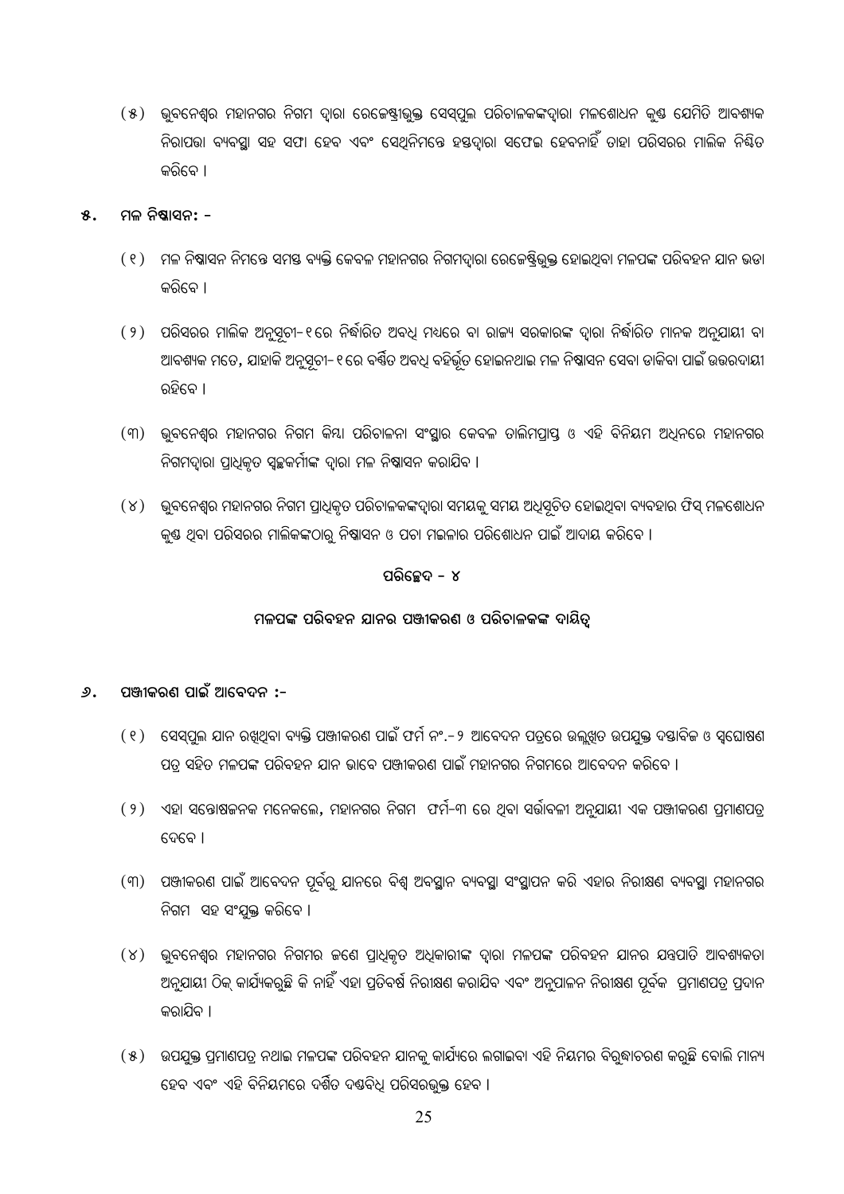(୫) ଭୁବନେଶ୍ୱର ମହାନଗର ନିଗମ ଦ୍ୱାରା ରେଜେଷ୍ଟ୍ରୀଭୁକ୍ତ ସେସ୍‌ପୁଲ ପରିଚାଳକଙ୍କଦ୍ୱାରା ମଳଶୋଧନ କୁଣ୍ଡ ଯେମିତି ଆବଶ୍ୟକ ନିରାପତ୍ତା ବ୍ୟବସ୍ଥା ସହ ସଫା ହେବ ଏବଂ ସେଥିନିମନ୍ତେ ହସ୍ତଦ୍ୱାରା ସଫେଇ ହେବନାହିଁ ତାହା ପରିସରର ମାଲିକ ନିଶ୍ଚିତ କରିବେ ।

**୫. ମଳ ନିଷ୍କାସନ: -**

(୧) ମଳ ନିଷ୍କାସନ ନିମନ୍ତେ ସମସ୍ତ ବ୍ୟକ୍ତି କେବଳ ମହାନଗର ନିଗମଦ୍ୱାରା ରେଜେଷ୍ଟ୍ରିଭୁକ୍ତ ହୋଇଥିବା ମଳପଙ୍କ ପରିବହନ ଯାନ ଭଡା କରିବେ ।

(୨) ପରିସରର ମାଲିକ ଅନୁସୂଚୀ-୧ରେ ନିର୍ଦ୍ଧାରିତ ଅବଧି ମଧ୍ୟରେ ବା ରାଜ୍ୟ ସରକାରଙ୍କ ଦ୍ୱାରା ନିର୍ଦ୍ଧାରିତ ମାନକ ଅନୁଯାୟୀ ବା ଆବଶ୍ୟକ ମତେ, ଯାହାକି ଅନୁସୂଚୀ-୧ରେ ବର୍ଣ୍ଣିତ ଅବଧି ବହିର୍ଭୂତ ହୋଇନଥାଇ ମଳ ନିଷ୍କାସନ ସେବା ଡାକିବା ପାଇଁ ଉତ୍ତରଦାୟୀ ରହିବେ ।

(୩) ଭୁବନେଶ୍ୱର ମହାନଗର ନିଗମ କିମ୍ବା ପରିଚାଳନା ସଂସ୍ଥାର କେବଳ ତାଲିମପ୍ରାପ୍ତ ଓ ଏହି ବିନିୟମ ଅଧିନରେ ମହାନଗର ନିଗମଦ୍ୱାରା ପ୍ରାଧିକୃତ ସ୍ୱଚ୍ଛକର୍ମୀଙ୍କ ଦ୍ୱାରା ମଳ ନିଷ୍କାସନ କରାଯିବ ।

(୪) ଭୁବନେଶ୍ୱର ମହାନଗର ନିଗମ ପ୍ରାଧିକୃତ ପରିଚାଳକଙ୍କଦ୍ୱାରା ସମୟକୁ ସମୟ ଅଧିସୂଚିତ ହୋଇଥିବା ବ୍ୟବହାର ଫିସ୍ ମଳଶୋଧନ କୁଣ୍ଡ ଥିବା ପରିସରର ମାଲିକଙ୍କଠାରୁ ନିଷ୍କାସନ ଓ ପଚା ମଇଳାର ପରିଶୋଧନ ପାଇଁ ଆଦାୟ କରିବେ ।

## ପରିଚ୍ଛେଦ - ୪

## ମଳପଙ୍କ ପରିବହନ ଯାନର ପଞ୍ଜୀକରଣ ଓ ପରିଚାଳକଙ୍କ ଦାୟିତ୍ୱ

**୬. ପଞ୍ଜୀକରଣ ପାଇଁ ଆବେଦନ :-**

(୧) ସେସ୍‌ପୁଲ ଯାନ ରଖିଥିବା ବ୍ୟକ୍ତି ପଞ୍ଜୀକରଣ ପାଇଁ ଫର୍ମ ନଂ.-୨ ଆବେଦନ ପତ୍ରରେ ଉଲ୍ଲିଖିତ ଉପଯୁକ୍ତ ଦସ୍ତାବିଜ ଓ ସ୍ୱଘୋଷଣ ପତ୍ର ସହିତ ମଳପଙ୍କ ପରିବହନ ଯାନ ଭାବେ ପଞ୍ଜୀକରଣ ପାଇଁ ମହାନଗର ନିଗମରେ ଆବେଦନ କରିବେ ।

(୨) ଏହା ସନ୍ତୋଷଜନକ ମନେକଲେ, ମହାନଗର ନିଗମ ଫର୍ମ-୩ ରେ ଥିବା ସର୍ତ୍ତାବଳୀ ଅନୁଯାୟୀ ଏକ ପଞ୍ଜୀକରଣ ପ୍ରମାଣପତ୍ର ଦେବେ ।

(୩) ପଞ୍ଜୀକରଣ ପାଇଁ ଆବେଦନ ପୂର୍ବରୁ ଯାନରେ ବିଶ୍ୱ ଅବସ୍ଥାନ ବ୍ୟବସ୍ଥା ସଂସ୍ଥାପନ କରି ଏହାର ନିରୀକ୍ଷଣ ବ୍ୟବସ୍ଥା ମହାନଗର ନିଗମ ସହ ସଂଯୁକ୍ତ କରିବେ ।

(୪) ଭୁବନେଶ୍ୱର ମହାନଗର ନିଗମର ଜଣେ ପ୍ରାଧିକୃତ ଅଧିକାରୀଙ୍କ ଦ୍ୱାରା ମଳପଙ୍କ ପରିବହନ ଯାନର ଯନ୍ତ୍ରପାତି ଆବଶ୍ୟକତା ଅନୁଯାୟୀ ଠିକ୍ କାର୍ଯ୍ୟକରୁଛି କି ନାହିଁ ଏହା ପ୍ରତିବର୍ଷ ନିରୀକ୍ଷଣ କରାଯିବ ଏବଂ ଅନୁପାଳନ ନିରୀକ୍ଷଣ ପୂର୍ବକ ପ୍ରମାଣପତ୍ର ପ୍ରଦାନ କରାଯିବ ।

(୫) ଉପଯୁକ୍ତ ପ୍ରମାଣପତ୍ର ନଥାଇ ମଳପଙ୍କ ପରିବହନ ଯାନକୁ କାର୍ଯ୍ୟରେ ଲଗାଇବା ଏହି ନିୟମର ବିରୁଦ୍ଧାଚରଣ କରୁଛି ବୋଲି ମାନ୍ୟ ହେବ ଏବଂ ଏହି ବିନିୟମରେ ଦର୍ଶିତ ଦଣ୍ଡବିଧି ପରିସରଭୁକ୍ତ ହେବ ।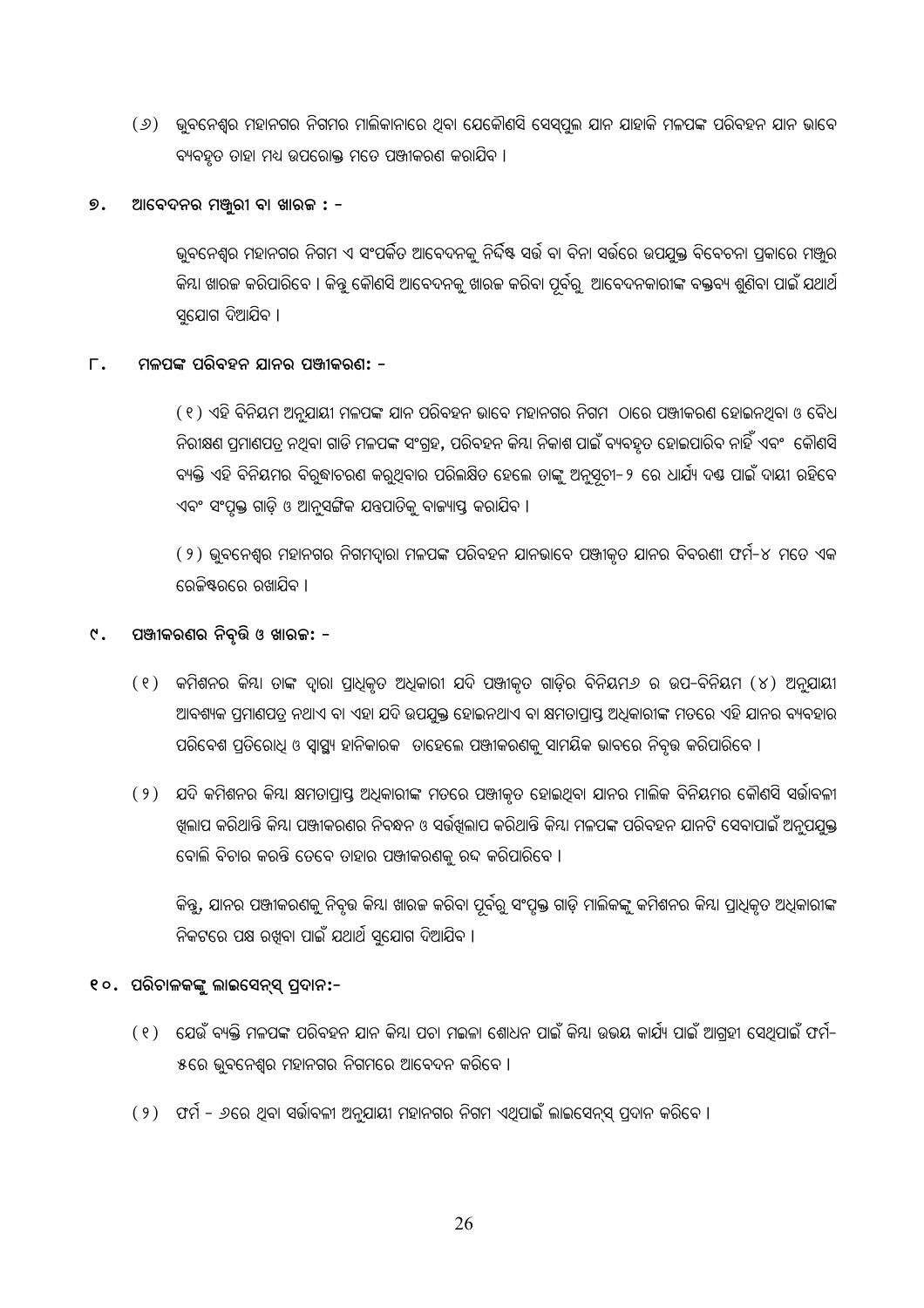(୬) ଭୁବନେଶ୍ୱର ମହାନଗର ନିଗମର ମାଲିକାନାରେ ଥିବା ଯେକୌଣସି ସେସ୍‌ପୁଲ ଯାନ ଯାହାକି ମଳପଙ୍କ ପରିବହନ ଯାନ ଭାବେ ବ୍ୟବହୃତ ତାହା ମଧ୍ୟ ଉପରୋକ୍ତ ମତେ ପଞ୍ଜୀକରଣ କରାଯିବ ।

**୭. ଆବେଦନର ମଞ୍ଜୁରୀ ବା ଖାରଜ : -**

ଭୁବନେଶ୍ୱର ମହାନଗର ନିଗମ ଏ ସଂପର୍କିତ ଆବେଦନକୁ ନିର୍ଦ୍ଦିଷ୍ଟ ସର୍ତ୍ତ ବା ବିନା ସର୍ତ୍ତରେ ଉପଯୁକ୍ତ ବିବେଚନା ପ୍ରକାରେ ମଞ୍ଜୁର କିମ୍ବା ଖାରଜ କରିପାରିବେ । କିନ୍ତୁ କୌଣସି ଆବେଦନକୁ ଖାରଜ କରିବା ପୂର୍ବରୁ ଆବେଦନକାରୀଙ୍କ ବକ୍ତବ୍ୟ ଶୁଣିବା ପାଇଁ ଯଥାର୍ଥ ସୁଯୋଗ ଦିଆଯିବ ।

**୮. ମଳପଙ୍କ ପରିବହନ ଯାନର ପଞ୍ଜୀକରଣ: -**

(୧) ଏହି ବିନିୟମ ଅନୁଯାୟୀ ମଳପଙ୍କ ଯାନ ପରିବହନ ଭାବେ ମହାନଗର ନିଗମ ଠାରେ ପଞ୍ଜୀକରଣ ହୋଇନଥିବା ଓ ବୈଧ ନିରୀକ୍ଷଣ ପ୍ରମାଣପତ୍ର ନଥିବା ଗାଡି ମଳପଙ୍କ ସଂଗ୍ରହ, ପରିବହନ କିମ୍ବା ନିକାଶ ପାଇଁ ବ୍ୟବହୃତ ହୋଇପାରିବ ନାହିଁ ଏବଂ କୌଣସି ବ୍ୟକ୍ତି ଏହି ବିନିୟମର ବିରୁଦ୍ଧାଚରଣ କରୁଥିବାର ପରିଲକ୍ଷିତ ହେଲେ ତାଙ୍କୁ ଅନୁସୂଚୀ-୨ ରେ ଧାର୍ଯ୍ୟ ଦଣ୍ଡ ପାଇଁ ଦାୟୀ ରହିବେ ଏବଂ ସଂପୃକ୍ତ ଗାଡ଼ି ଓ ଆନୁସଙ୍ଗିକ ଯନ୍ତ୍ରପାତିକୁ ବାଜ୍ୟାପ୍ତ କରାଯିବ ।

(୨) ଭୁବନେଶ୍ୱର ମହାନଗର ନିଗମଦ୍ୱାରା ମଳପଙ୍କ ପରିବହନ ଯାନଭାବେ ପଞ୍ଜୀକୃତ ଯାନର ବିବରଣୀ ଫର୍ମ-୪ ମତେ ଏକ ରେଜିଷ୍ଟରରେ ରଖାଯିବ ।

**୯. ପଞ୍ଜୀକରଣର ନିବୃତ୍ତି ଓ ଖାରଜ: -**

(୧) କମିଶନର କିମ୍ବା ତାଙ୍କ ଦ୍ୱାରା ପ୍ରାଧିକୃତ ଅଧିକାରୀ ଯଦି ପଞ୍ଜୀକୃତ ଗାଡ଼ିର ବିନିୟମ୬ ର ଉପ-ବିନିୟମ (୪) ଅନୁଯାୟୀ ଆବଶ୍ୟକ ପ୍ରମାଣପତ୍ର ନଥାଏ ବା ଏହା ଯଦି ଉପଯୁକ୍ତ ହୋଇନଥାଏ ବା କ୍ଷମତାପ୍ରାପ୍ତ ଅଧିକାରୀଙ୍କ ମତରେ ଏହି ଯାନର ବ୍ୟବହାର ପରିବେଶ ପ୍ରତିରୋଧି ଓ ସ୍ୱାସ୍ଥ୍ୟ ହାନିକାରକ ତାହେଲେ ପଞ୍ଜୀକରଣକୁ ସାମୟିକ ଭାବରେ ନିବୃତ୍ତ କରିପାରିବେ ।

(୨) ଯଦି କମିଶନର କିମ୍ବା କ୍ଷମତାପ୍ରାପ୍ତ ଅଧିକାରୀଙ୍କ ମତରେ ପଞ୍ଜୀକୃତ ହୋଇଥିବା ଯାନର ମାଲିକ ବିନିୟମର କୌଣସି ସର୍ତ୍ତାବଳୀ ଖିଲାପ କରିଥାନ୍ତି କିମ୍ବା ପଞ୍ଜୀକରଣର ନିବନ୍ଧନ ଓ ସର୍ତ୍ତଖିଲାପ କରିଥାନ୍ତି କିମ୍ବା ମଳପଙ୍କ ପରିବହନ ଯାନଟି ସେବାପାଇଁ ଅନୁପଯୁକ୍ତ ବୋଲି ବିଚାର କରନ୍ତି ତେବେ ତାହାର ପଞ୍ଜୀକରଣକୁ ରଦ୍ଦ କରିପାରିବେ ।

କିନ୍ତୁ, ଯାନର ପଞ୍ଜୀକରଣକୁ ନିବୃତ୍ତ କିମ୍ବା ଖାରଜ କରିବା ପୂର୍ବରୁ ସଂପୃକ୍ତ ଗାଡ଼ି ମାଲିକଙ୍କୁ କମିଶନର କିମ୍ବା ପ୍ରାଧିକୃତ ଅଧିକାରୀଙ୍କ ନିକଟରେ ପକ୍ଷ ରଖିବା ପାଇଁ ଯଥାର୍ଥ ସୁଯୋଗ ଦିଆଯିବ ।

**୧୦. ପରିଚାଳକଙ୍କୁ ଲାଇସେନ୍‌ସ୍ ପ୍ରଦାନ:-**

(୧) ଯେଉଁ ବ୍ୟକ୍ତି ମଳପଙ୍କ ପରିବହନ ଯାନ କିମ୍ବା ପଚା ମଇଳା ଶୋଧନ ପାଇଁ କିମ୍ବା ଉଭୟ କାର୍ଯ୍ୟ ପାଇଁ ଆଗ୍ରହୀ ସେଥିପାଇଁ ଫର୍ମ-୫ରେ ଭୁବନେଶ୍ୱର ମହାନଗର ନିଗମରେ ଆବେଦନ କରିବେ ।

(୨) ଫର୍ମ - ୬ରେ ଥିବା ସର୍ତ୍ତାବଳୀ ଅନୁଯାୟୀ ମହାନଗର ନିଗମ ଏଥିପାଇଁ ଲାଇସେନ୍‌ସ୍ ପ୍ରଦାନ କରିବେ ।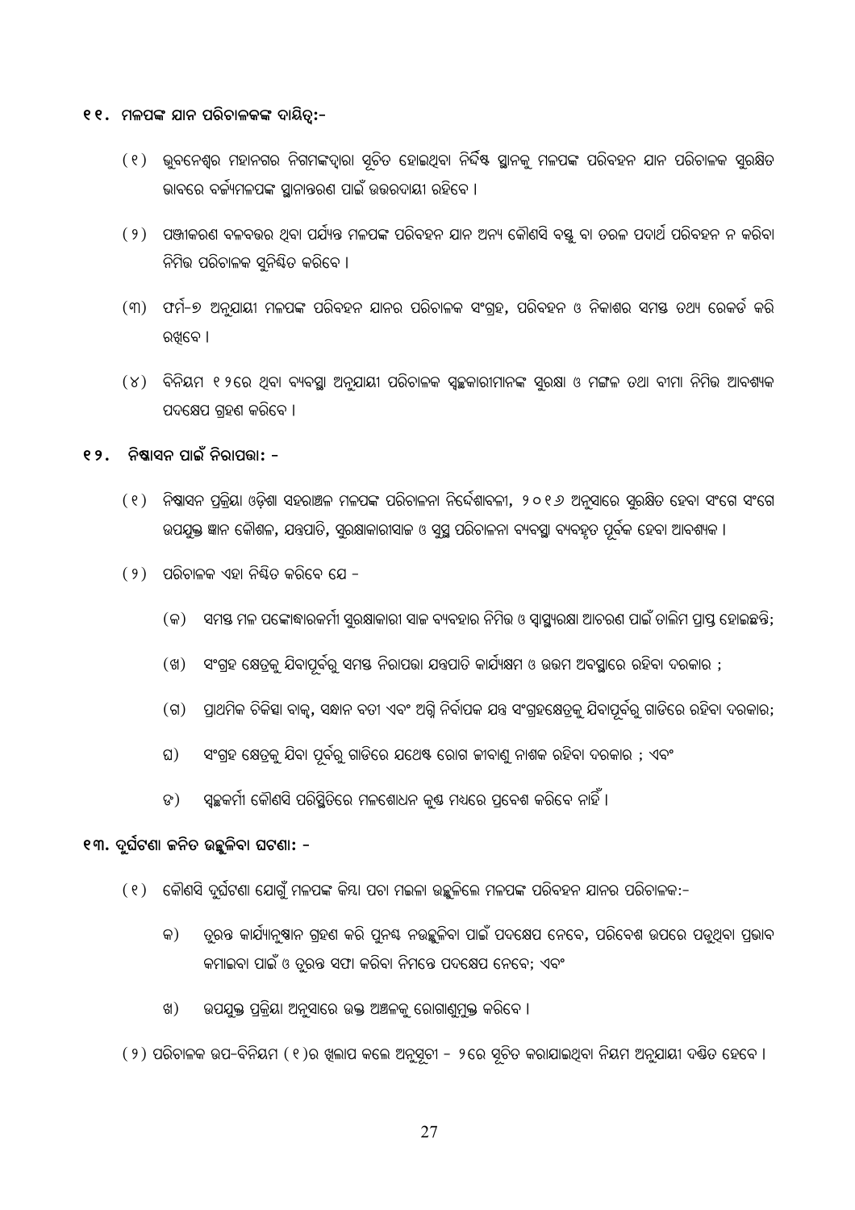**୧୧. ମଳପଙ୍କ ଯାନ ପରିଚାଳକଙ୍କ ଦାୟିତ୍ୱ:-**

(୧) ଭୁବନେଶ୍ୱର ମହାନଗର ନିଗମଙ୍କଦ୍ୱାରା ସୂଚିତ ହୋଇଥିବା ନିର୍ଦ୍ଦିଷ୍ଟ ସ୍ଥାନକୁ ମଳପଙ୍କ ପରିବହନ ଯାନ ପରିଚାଳକ ସୁରକ୍ଷିତ ଭାବରେ ବର୍ଜ୍ୟମଳପଙ୍କ ସ୍ଥାନାନ୍ତରଣ ପାଇଁ ଉତ୍ତରଦାୟୀ ରହିବେ ।

(୨) ପଞ୍ଜୀକରଣ ବଳବତ୍ତର ଥିବା ପର୍ଯ୍ୟନ୍ତ ମଳପଙ୍କ ପରିବହନ ଯାନ ଅନ୍ୟ କୌଣସି ବସ୍ତୁ ବା ତରଳ ପଦାର୍ଥ ପରିବହନ ନ କରିବା ନିମିତ୍ତ ପରିଚାଳକ ସୁନିଶ୍ଚିତ କରିବେ ।

(୩) ଫର୍ମ-୭ ଅନୁଯାୟୀ ମଳପଙ୍କ ପରିବହନ ଯାନର ପରିଚାଳକ ସଂଗ୍ରହ, ପରିବହନ ଓ ନିକାଶର ସମସ୍ତ ତଥ୍ୟ ରେକର୍ଡ କରି ରଖିବେ ।

(୪) ବିନିୟମ ୧୨ରେ ଥିବା ବ୍ୟବସ୍ଥା ଅନୁଯାୟୀ ପରିଚାଳକ ସ୍ୱଚ୍ଛକାରୀମାନଙ୍କ ସୁରକ୍ଷା ଓ ମଙ୍ଗଳ ତଥା ବୀମା ନିମିତ୍ତ ଆବଶ୍ୟକ ପଦକ୍ଷେପ ଗ୍ରହଣ କରିବେ ।

**୧୨. ନିଷ୍କାସନ ପାଇଁ ନିରାପତ୍ତା: -**

(୧) ନିଷ୍କାସନ ପ୍ରକ୍ରିୟା ଓଡ଼ିଶା ସହରାଞ୍ଚଳ ମଳପଙ୍କ ପରିଚାଳନା ନିର୍ଦ୍ଦେଶାବଳୀ, ୨୦୧୬ ଅନୁସାରେ ସୁରକ୍ଷିତ ହେବା ସଂଗେ ସଂଗେ ଉପଯୁକ୍ତ ଜ୍ଞାନ କୌଶଳ, ଯନ୍ତ୍ରପାତି, ସୁରକ୍ଷାକାରୀସାଜ ଓ ସୁସ୍ଥ ପରିଚାଳନା ବ୍ୟବସ୍ଥା ବ୍ୟବହୃତ ପୂର୍ବକ ହେବା ଆବଶ୍ୟକ ।

(୨) ପରିଚାଳକ ଏହା ନିଶ୍ଚିତ କରିବେ ଯେ -

(କ) ସମସ୍ତ ମଳ ପଙ୍କୋଦ୍ଧାରକର୍ମୀ ସୁରକ୍ଷାକାରୀ ସାଜ ବ୍ୟବହାର ନିମିତ୍ତ ଓ ସ୍ୱାସ୍ଥ୍ୟରକ୍ଷା ଆଚରଣ ପାଇଁ ତାଲିମ ପ୍ରାପ୍ତ ହୋଇଛନ୍ତି;

(ଖ) ସଂଗ୍ରହ କ୍ଷେତ୍ରକୁ ଯିବାପୂର୍ବରୁ ସମସ୍ତ ନିରାପତ୍ତା ଯନ୍ତ୍ରପାତି କାର୍ଯ୍ୟକ୍ଷମ ଓ ଉତ୍ତମ ଅବସ୍ଥାରେ ରହିବା ଦରକାର ;

(ଗ) ପ୍ରାଥମିକ ଚିକିତ୍ସା ବାକ୍ସ, ସନ୍ଧାନ ବତୀ ଏବଂ ଅଗ୍ନି ନିର୍ବାପକ ଯନ୍ତ୍ର ସଂଗ୍ରହକ୍ଷେତ୍ରକୁ ଯିବାପୂର୍ବରୁ ଗାଡିରେ ରହିବା ଦରକାର;

ଘ) ସଂଗ୍ରହ କ୍ଷେତ୍ରକୁ ଯିବା ପୂର୍ବରୁ ଗାଡିରେ ଯଥେଷ୍ଟ ରୋଗ ଜୀବାଣୁ ନାଶକ ରହିବା ଦରକାର ; ଏବଂ

ଙ) ସ୍ୱଚ୍ଛକର୍ମୀ କୌଣସି ପରିସ୍ଥିତିରେ ମଳଶୋଧନ କୁଣ୍ଡ ମଧ୍ୟରେ ପ୍ରବେଶ କରିବେ ନାହିଁ ।

**୧୩. ଦୁର୍ଘଟଣା ଜନିତ ଉଚ୍ଛୁଳିବା ଘଟଣା: -**

(୧) କୌଣସି ଦୁର୍ଘଟଣା ଯୋଗୁଁ ମଳପଙ୍କ କିମ୍ବା ପଚା ମଇଳା ଉଚ୍ଛୁଳିଲେ ମଳପଙ୍କ ପରିବହନ ଯାନର ପରିଚାଳକ:-

କ) ତୁରନ୍ତ କାର୍ଯ୍ୟାନୁଷ୍ଠାନ ଗ୍ରହଣ କରି ପୁନଶ୍ଚ ନଉଚ୍ଛୁଳିବା ପାଇଁ ପଦକ୍ଷେପ ନେବେ, ପରିବେଶ ଉପରେ ପଡୁଥିବା ପ୍ରଭାବ କମାଇବା ପାଇଁ ଓ ତୁରନ୍ତ ସଫା କରିବା ନିମନ୍ତେ ପଦକ୍ଷେପ ନେବେ; ଏବଂ

ଖ) ଉପଯୁକ୍ତ ପ୍ରକ୍ରିୟା ଅନୁସାରେ ଉକ୍ତ ଅଞ୍ଚଳକୁ ରୋଗାଣୁମୁକ୍ତ କରିବେ ।

(୨) ପରିଚାଳକ ଉପ-ବିନିୟମ (୧)ର ଖିଲାପ କଲେ ଅନୁସୂଚୀ - ୨ରେ ସୂଚିତ କରାଯାଇଥିବା ନିୟମ ଅନୁଯାୟୀ ଦଣ୍ଡିତ ହେବେ ।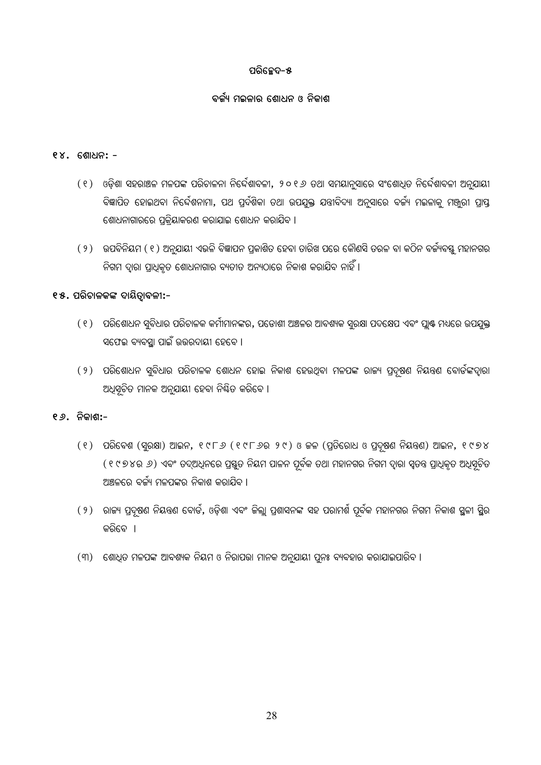## ପରିଚ୍ଛେଦ-୫

## ବର୍ଜ୍ୟ ମଇଳାର ଶୋଧନ ଓ ନିକାଶ

**୧୪. ଶୋଧନ: -**

(୧) ଓଡ଼ିଶା ସହରାଞ୍ଚଳ ମଳପଙ୍କ ପରିଚାଳନା ନିର୍ଦ୍ଦେଶାବଳୀ, ୨୦୧୬ ତଥା ସମୟାନୁସାରେ ସଂଶୋଧିତ ନିର୍ଦ୍ଦେଶାବଳୀ ଅନୁଯାୟୀ ବିଜ୍ଞାପିତ ହୋଇଥବା ନିର୍ଦ୍ଦେଶନାମା, ପଥ ପ୍ରଦର୍ଶିକା ତଥା ଉପଯୁକ୍ତ ଯନ୍ତ୍ରୀବିଦ୍ୟା ଅନୁସାରେ ବର୍ଜ୍ୟ ମଇଳାକୁ ମଞ୍ଜୁରୀ ପ୍ରାପ୍ତ ଶୋଧନାଗାରରେ ପ୍ରକ୍ରିୟାକରଣ କରାଯାଇ ଶୋଧନ କରାଯିବ ।

(୨) ଉପବିନିୟମ (୧) ଅନୁଯାୟୀ ଏଭଳି ବିଜ୍ଞାପନ ପ୍ରକାଶିତ ହେବା ତାରିଖ ପରେ କୌଣସି ତରଳ ବା କଠିନ ବର୍ଜ୍ୟବସ୍ତୁ ମହାନଗର ନିଗମ ଦ୍ୱାରା ପ୍ରାଧିକୃତ ଶୋଧନାଗାର ବ୍ୟତୀତ ଅନ୍ୟଠାରେ ନିକାଶ କରାଯିବ ନାହିଁ ।

**୧୫. ପରିଚାଳକଙ୍କ ଦାୟିତ୍ୱାବଳୀ:-**

(୧) ପରିଶୋଧନ ସୁବିଧାର ପରିଚାଳକ କର୍ମୀମାନଙ୍କର, ପଡୋଶୀ ଅଞ୍ଚଳର ଆବଶ୍ୟକ ସୁରକ୍ଷା ପଦକ୍ଷେପ ଏବଂ ପ୍ଲାଣ୍ଟ ମଧ୍ୟରେ ଉପଯୁକ୍ତ ସଫେଇ ବ୍ୟବସ୍ଥା ପାଇଁ ଉତ୍ତରଦାୟୀ ହେବେ ।

(୨) ପରିଶୋଧନ ସୁବିଧାର ପରିଚାଳକ ଶୋଧନ ହୋଇ ନିକାଶ ହେଉଥିବା ମଳପଙ୍କ ରାଜ୍ୟ ପ୍ରଦୂଷଣ ନିୟନ୍ତ୍ରଣ ବୋର୍ଡଙ୍କଦ୍ୱାରା ଅଧିସୂଚିତ ମାନକ ଅନୁଯାୟୀ ହେବା ନିଶ୍ଚିତ କରିବେ ।

**୧୬. ନିକାଶ:-**

(୧) ପରିବେଶ (ସୁରକ୍ଷା) ଆଇନ, ୧୯୮୬ (୧୯୮୬ର ୨୯) ଓ ଜଳ (ପ୍ରତିରୋଧ ଓ ପ୍ରଦୂଷଣ ନିୟନ୍ତ୍ରଣ) ଆଇନ, ୧୯୭୪ (୧୯୭୪ର ୬) ଏବଂ ତଦ୍‌ଅଧିନରେ ପ୍ରସ୍ତୁତ ନିୟମ ପାଳନ ପୂର୍ବକ ତଥା ମହାନଗର ନିଗମ ଦ୍ୱାରା ସ୍ୱତନ୍ତ୍ର ପ୍ରାଧିକୃତ ଅଧିସୂଚିତ ଅଞ୍ଚଳରେ ବର୍ଜ୍ୟ ମଳପଙ୍କର ନିକାଶ କରାଯିବ ।

(୨) ରାଜ୍ୟ ପ୍ରଦୂଷଣ ନିୟନ୍ତ୍ରଣ ବୋର୍ଡ, ଓଡ଼ିଶା ଏବଂ ଜିଲ୍ଲା ପ୍ରଶାସନଙ୍କ ସହ ପରାମର୍ଶ ପୂର୍ବକ ମହାନଗର ନିଗମ ନିକାଶ ସ୍ଥଳୀ ସ୍ଥିର କରିବେ ।

(୩) ଶୋଧିତ ମଳପଙ୍କ ଆବଶ୍ୟକ ନିୟମ ଓ ନିରାପତ୍ତା ମାନକ ଅନୁଯାୟୀ ପୁନଃ ବ୍ୟବହାର କରାଯାଇପାରିବ ।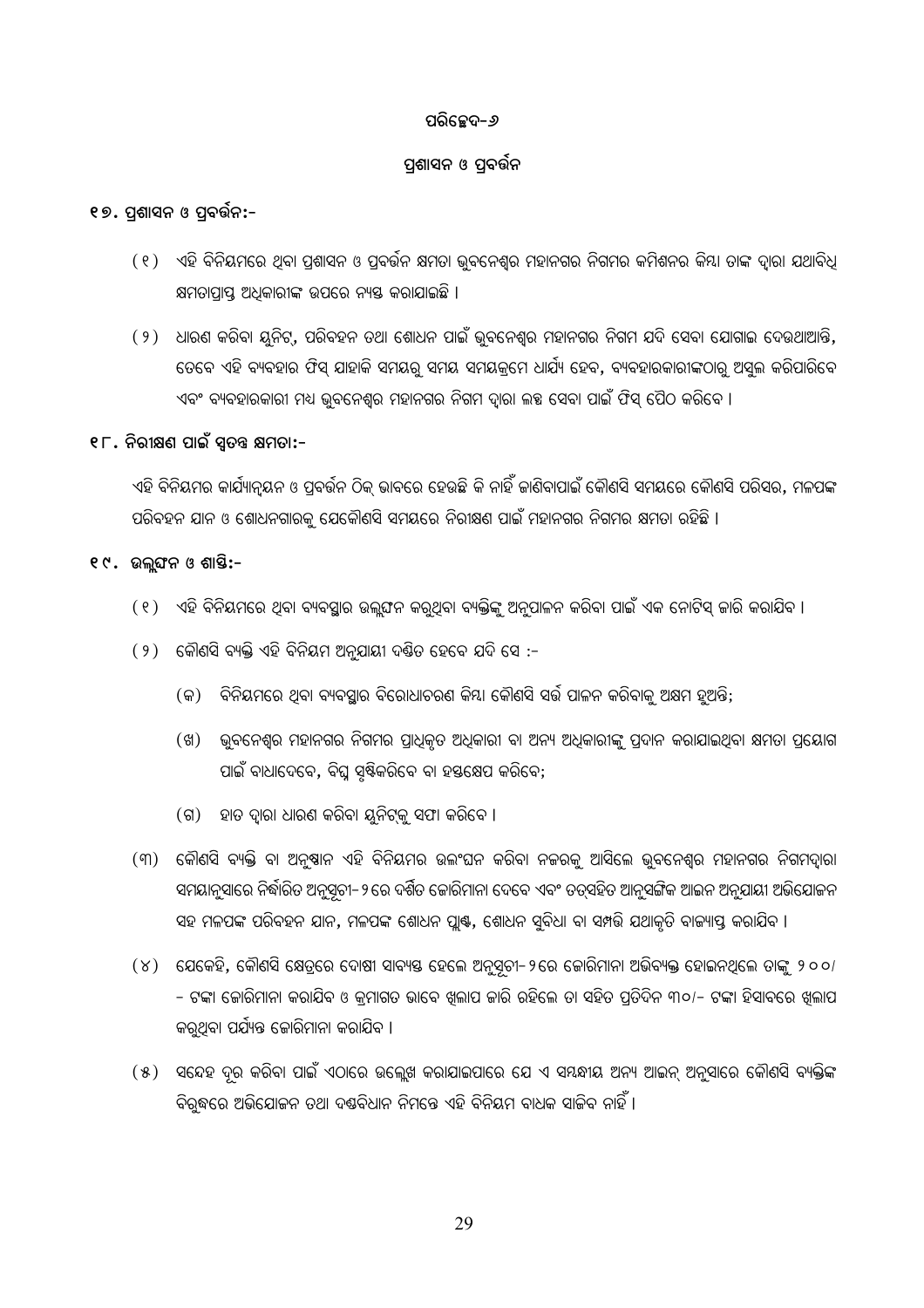## ପରିଚ୍ଛେଦ-୬

## ପ୍ରଶାସନ ଓ ପ୍ରବର୍ତ୍ତନ

### ୧୭. ପ୍ରଶାସନ ଓ ପ୍ରବର୍ତ୍ତନ:-

(୧) ଏହି ବିନିୟମରେ ଥିବା ପ୍ରଶାସନ ଓ ପ୍ରବର୍ତ୍ତନ କ୍ଷମତା ଭୁବନେଶ୍ୱର ମହାନଗର ନିଗମର କମିଶନର କିମ୍ବା ତାଙ୍କ ଦ୍ୱାରା ଯଥାବିଧି କ୍ଷମତାପ୍ରାପ୍ତ ଅଧିକାରୀଙ୍କ ଉପରେ ନ୍ୟସ୍ତ କରାଯାଇଛି ।

(୨) ଧାରଣ କରିବା ୟୁନିଟ୍, ପରିବହନ ତଥା ଶୋଧନ ପାଇଁ ଭୁବନେଶ୍ୱର ମହାନଗର ନିଗମ ଯଦି ସେବା ଯୋଗାଇ ଦେଉଥାଆନ୍ତି, ତେବେ ଏହି ବ୍ୟବହାର ଫିସ୍ ଯାହାକି ସମୟରୁ ସମୟ ସମୟକ୍ରମେ ଧାର୍ଯ୍ୟ ହେବ, ବ୍ୟବହାରକାରୀଙ୍କଠାରୁ ଅସୁଲ କରିପାରିବେ ଏବଂ ବ୍ୟବହାରକାରୀ ମଧ୍ୟ ଭୁବନେଶ୍ୱର ମହାନଗର ନିଗମ ଦ୍ୱାରା ଲବ୍ଧ ସେବା ପାଇଁ ଫିସ୍ ପୈଠ କରିବେ ।

### ୧୮. ନିରୀକ୍ଷଣ ପାଇଁ ସ୍ୱତନ୍ତ୍ର କ୍ଷମତା:-

ଏହି ବିନିୟମର କାର୍ଯ୍ୟାନ୍ୱୟନ ଓ ପ୍ରବର୍ତ୍ତନ ଠିକ୍ ଭାବରେ ହେଉଛି କି ନାହିଁ ଜାଣିବାପାଇଁ କୌଣସି ସମୟରେ କୌଣସି ପରିସର, ମଳପଙ୍କ ପରିବହନ ଯାନ ଓ ଶୋଧନଗାରକୁ ଯେକୌଣସି ସମୟରେ ନିରୀକ୍ଷଣ ପାଇଁ ମହାନଗର ନିଗମର କ୍ଷମତା ରହିଛି ।

### ୧୯. ଉଲ୍ଲଙ୍ଘନ ଓ ଶାସ୍ତି:-

(୧) ଏହି ବିନିୟମରେ ଥିବା ବ୍ୟବସ୍ଥାର ଉଲ୍ଲଙ୍ଘନ କରୁଥିବା ବ୍ୟକ୍ତିଙ୍କୁ ଅନୁପାଳନ କରିବା ପାଇଁ ଏକ ନୋଟିସ୍ ଜାରି କରାଯିବ ।

(୨) କୌଣସି ବ୍ୟକ୍ତି ଏହି ବିନିୟମ ଅନୁଯାୟୀ ଦଣ୍ଡିତ ହେବେ ଯଦି ସେ :-

(କ) ବିନିୟମରେ ଥିବା ବ୍ୟବସ୍ଥାର ବିରୋଧାଚରଣ କିମ୍ବା କୌଣସି ସର୍ତ୍ତ ପାଳନ କରିବାକୁ ଅକ୍ଷମ ହୁଅନ୍ତି;

(ଖ) ଭୁବନେଶ୍ୱର ମହାନଗର ନିଗମର ପ୍ରାଧିକୃତ ଅଧିକାରୀ ବା ଅନ୍ୟ ଅଧିକାରୀଙ୍କୁ ପ୍ରଦାନ କରାଯାଇଥିବା କ୍ଷମତା ପ୍ରୟୋଗ ପାଇଁ ବାଧାଦେବେ, ବିଘ୍ନ ସୃଷ୍ଟିକରିବେ ବା ହସ୍ତକ୍ଷେପ କରିବେ;

(ଗ) ହାତ ଦ୍ୱାରା ଧାରଣ କରିବା ୟୁନିଟ୍‌କୁ ସଫା କରିବେ ।

(୩) କୌଣସି ବ୍ୟକ୍ତି ବା ଅନୁଷ୍ଠାନ ଏହି ବିନିୟମର ଉଲଂଘନ କରିବା ନଜରକୁ ଆସିଲେ ଭୁବନେଶ୍ୱର ମହାନଗର ନିଗମଦ୍ୱାରା ସମୟାନୁସାରେ ନିର୍ଦ୍ଧାରିତ ଅନୁସୂଚୀ-୨ରେ ଦର୍ଶିତ ଜୋରିମାନା ଦେବେ ଏବଂ ତତ୍‌ସହିତ ଆନୁସଙ୍ଗିକ ଆଇନ ଅନୁଯାୟୀ ଅଭିଯୋଜନ ସହ ମଳପଙ୍କ ପରିବହନ ଯାନ, ମଳପଙ୍କ ଶୋଧନ ପ୍ଲାଣ୍ଟ, ଶୋଧନ ସୁବିଧା ବା ସମ୍ପତ୍ତି ଯଥାକୃତି ବାଜ୍ୟାପ୍ତ କରାଯିବ ।

(୪) ଯେକେହି, କୌଣସି କ୍ଷେତ୍ରରେ ଦୋଷୀ ସାବ୍ୟସ୍ତ ହେଲେ ଅନୁସୂଚୀ-୨ରେ ଜୋରିମାନା ଅଭିବ୍ୟକ୍ତ ହୋଇନଥିଲେ ତାଙ୍କୁ ୨୦୦/- ଟଙ୍କା ଜୋରିମାନା କରାଯିବ ଓ କ୍ରମାଗତ ଭାବେ ଖିଲାପ ଜାରି ରହିଲେ ତା ସହିତ ପ୍ରତିଦିନ ୩୦/- ଟଙ୍କା ହିସାବରେ ଖିଲାପ କରୁଥିବା ପର୍ଯ୍ୟନ୍ତ ଜୋରିମାନା କରାଯିବ ।

(୫) ସନ୍ଦେହ ଦୂର କରିବା ପାଇଁ ଏଠାରେ ଉଲ୍ଲେଖ କରାଯାଇପାରେ ଯେ ଏ ସମ୍ବନ୍ଧୀୟ ଅନ୍ୟ ଆଇନ୍ ଅନୁସାରେ କୌଣସି ବ୍ୟକ୍ତିଙ୍କ ବିରୁଦ୍ଧରେ ଅଭିଯୋଜନ ତଥା ଦଣ୍ଡବିଧାନ ନିମନ୍ତେ ଏହି ବିନିୟମ ବାଧକ ସାଜିବ ନାହିଁ ।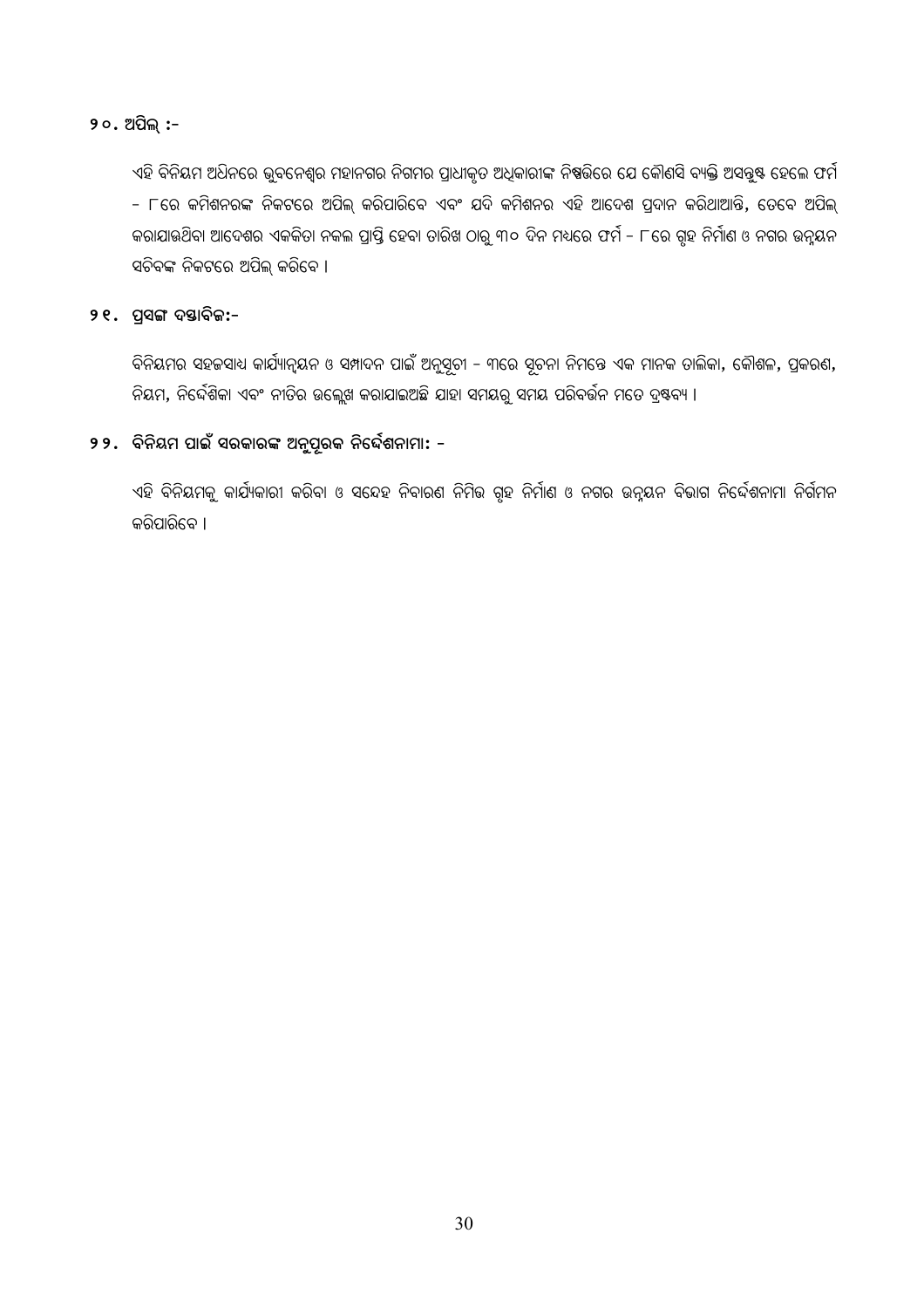**୨୦. ଅପିଲ୍ :-**

ଏହି ବିନିୟମ ଅଧିନରେ ଭୁବନେଶ୍ୱର ମହାନଗର ନିଗମର ପ୍ରାଧୀକୃତ ଅଧିକାରୀଙ୍କ ନିଷ୍ପତ୍ତିରେ ଯେ କୌଣସି ବ୍ୟକ୍ତି ଅସନ୍ତୁଷ୍ଟ ହେଲେ ଫର୍ମ - ୮ରେ କମିଶନରଙ୍କ ନିକଟରେ ଅପିଲ୍ କରିପାରିବେ ଏବଂ ଯଦି କମିଶନର ଏହି ଆଦେଶ ପ୍ରଦାନ କରିଥାଆନ୍ତି, ତେବେ ଅପିଲ୍ କରାଯାଉଥିବା ଆଦେଶର ଏକକିତା ନକଲ ପ୍ରାପ୍ତି ହେବା ତାରିଖ ଠାରୁ ୩୦ ଦିନ ମଧ୍ୟରେ ଫର୍ମ - ୮ରେ ଗୃହ ନିର୍ମାଣ ଓ ନଗର ଉନ୍ନୟନ ସଚିବଙ୍କ ନିକଟରେ ଅପିଲ୍ କରିବେ ।

**୨୧. ପ୍ରସଙ୍ଗ ଦସ୍ତାବିଜ:-**

ବିନିୟମର ସହଜସାଧ୍ୟ କାର୍ଯ୍ୟାନ୍ୱୟନ ଓ ସମ୍ପାଦନ ପାଇଁ ଅନୁସୂଚୀ - ୩ରେ ସୂଚନା ନିମନ୍ତେ ଏକ ମାନକ ତାଲିକା, କୌଶଳ, ପ୍ରକରଣ, ନିୟମ, ନିର୍ଦ୍ଦେଶିକା ଏବଂ ନୀତିର ଉଲ୍ଲେଖ କରାଯାଇଅଛି ଯାହା ସମୟରୁ ସମୟ ପରିବର୍ତ୍ତନ ମତେ ଦ୍ରଷ୍ଟବ୍ୟ ।

**୨୨. ବିନିୟମ ପାଇଁ ସରକାରଙ୍କ ଅନୁପୂରକ ନିର୍ଦ୍ଦେଶନାମା: -**

ଏହି ବିନିୟମକୁ କାର୍ଯ୍ୟକାରୀ କରିବା ଓ ସନ୍ଦେହ ନିବାରଣ ନିମିତ୍ତ ଗୃହ ନିର୍ମାଣ ଓ ନଗର ଉନ୍ନୟନ ବିଭାଗ ନିର୍ଦ୍ଦେଶନାମା ନିର୍ଗମନ କରିପାରିବେ ।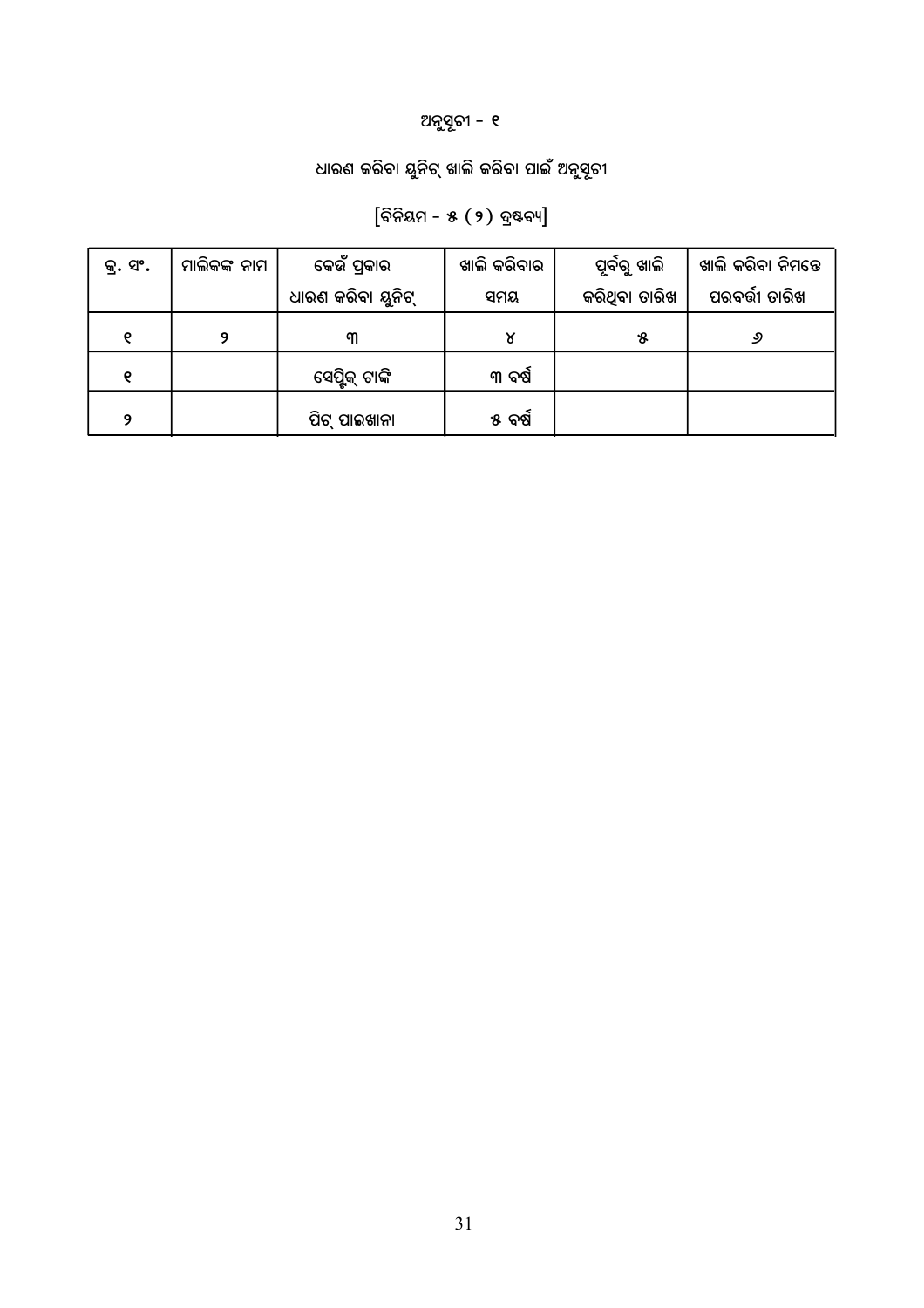# ଅନୁସୂଚୀ - ୧

## ଧାରଣ କରିବା ୟୁନିଟ୍ ଖାଲି କରିବା ପାଇଁ ଅନୁସୂଚୀ

[ବିନିୟମ - ୫ (୨) ଦ୍ରଷ୍ଟବ୍ୟ]

| କ୍ର. ସଂ. | ମାଲିକଙ୍କ ନାମ | କେଉଁ ପ୍ରକାର ଧାରଣ କରିବା ୟୁନିଟ୍ | ଖାଲି କରିବାର ସମୟ | ପୂର୍ବରୁ ଖାଲି କରିଥିବା ତାରିଖ | ଖାଲି କରିବା ନିମନ୍ତେ ପରବର୍ତ୍ତୀ ତାରିଖ |
|---|---|---|---|---|---|
| ୧ | ୨ | ୩ | ୪ | ୫ | ୬ |
| ୧ | | ସେପ୍ଟିକ୍ ଟାଙ୍କି | ୩ ବର୍ଷ | | |
| ୨ | | ପିଟ୍ ପାଇଖାନା | ୫ ବର୍ଷ | | |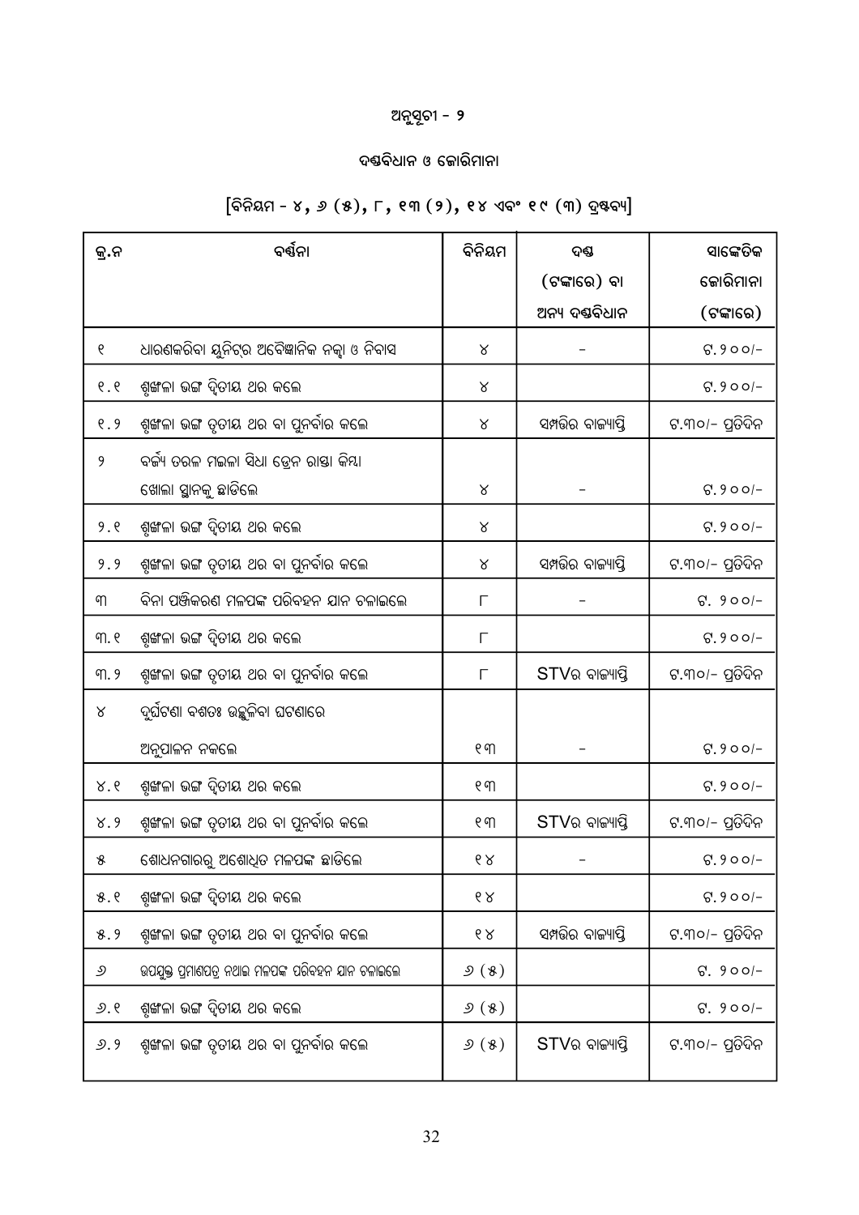## ଅନୁସୂଚୀ - ୨

### ଦଣ୍ଡବିଧାନ ଓ ଜୋରିମାନା

### [ବିନିୟମ - ୪, ୬ (୫), ୮, ୧୩ (୨), ୧୪ ଏବଂ ୧୯ (୩) ଦ୍ରଷ୍ଟବ୍ୟ]

| କ୍ର.ନ | ବର୍ଣ୍ଣନା | ବିନିୟମ | ଦଣ୍ଡ (ଟଙ୍କାରେ) ବା ଅନ୍ୟ ଦଣ୍ଡବିଧାନ | ସାଙ୍କେତିକ ଜୋରିମାନା (ଟଙ୍କାରେ) |
|---|---|---|---|---|
| ୧ | ଧାରଣକରିବା ୟୁନିଟ୍‌ର ଅବୈଜ୍ଞାନିକ ନକ୍ସା ଓ ନିବାସ | ୪ | - | ଟ.୨୦୦/- |
| ୧.୧ | ଶୃଙ୍ଖଳା ଭଙ୍ଗ ଦ୍ୱିତୀୟ ଥର କଲେ | ୪ | | ଟ.୨୦୦/- |
| ୧.୨ | ଶୃଙ୍ଖଳା ଭଙ୍ଗ ତୃତୀୟ ଥର ବା ପୁନର୍ବାର କଲେ | ୪ | ସମ୍ପତ୍ତିର ବାଜ୍ୟାପ୍ତି | ଟ.୩୦/- ପ୍ରତିଦିନ |
| ୨ | ବର୍ଜ୍ୟ ତରଳ ମଇଳା ସିଧା ଡ୍ରେନ ରାସ୍ତା କିମ୍ବା ଖୋଲା ସ୍ଥାନକୁ ଛାଡିଲେ | ୪ | - | ଟ.୨୦୦/- |
| ୨.୧ | ଶୃଙ୍ଖଳା ଭଙ୍ଗ ଦ୍ୱିତୀୟ ଥର କଲେ | ୪ | | ଟ.୨୦୦/- |
| ୨.୨ | ଶୃଙ୍ଖଳା ଭଙ୍ଗ ତୃତୀୟ ଥର ବା ପୁନର୍ବାର କଲେ | ୪ | ସମ୍ପତ୍ତିର ବାଜ୍ୟାପ୍ତି | ଟ.୩୦/- ପ୍ରତିଦିନ |
| ୩ | ବିନା ପଞ୍ଜିକରଣ ମଳପଙ୍କ ପରିବହନ ଯାନ ଚଳାଇଲେ | ୮ | - | ଟ. ୨୦୦/- |
| ୩.୧ | ଶୃଙ୍ଖଳା ଭଙ୍ଗ ଦ୍ୱିତୀୟ ଥର କଲେ | ୮ | | ଟ.୨୦୦/- |
| ୩.୨ | ଶୃଙ୍ଖଳା ଭଙ୍ଗ ତୃତୀୟ ଥର ବା ପୁନର୍ବାର କଲେ | ୮ | STVର ବାଜ୍ୟାପ୍ତି | ଟ.୩୦/- ପ୍ରତିଦିନ |
| ୪ | ଦୁର୍ଘଟଣା ବଶତଃ ଉଚ୍ଛୁଳିବା ଘଟଣାରେ ଅନୁପାଳନ ନକଲେ | ୧୩ | - | ଟ.୨୦୦/- |
| ୪.୧ | ଶୃଙ୍ଖଳା ଭଙ୍ଗ ଦ୍ୱିତୀୟ ଥର କଲେ | ୧୩ | | ଟ.୨୦୦/- |
| ୪.୨ | ଶୃଙ୍ଖଳା ଭଙ୍ଗ ତୃତୀୟ ଥର ବା ପୁନର୍ବାର କଲେ | ୧୩ | STVର ବାଜ୍ୟାପ୍ତି | ଟ.୩୦/- ପ୍ରତିଦିନ |
| ୫ | ଶୋଧନଗାରରୁ ଅଶୋଧିତ ମଳପଙ୍କ ଛାଡିଲେ | ୧୪ | - | ଟ.୨୦୦/- |
| ୫.୧ | ଶୃଙ୍ଖଳା ଭଙ୍ଗ ଦ୍ୱିତୀୟ ଥର କଲେ | ୧୪ | | ଟ.୨୦୦/- |
| ୫.୨ | ଶୃଙ୍ଖଳା ଭଙ୍ଗ ତୃତୀୟ ଥର ବା ପୁନର୍ବାର କଲେ | ୧୪ | ସମ୍ପତ୍ତିର ବାଜ୍ୟାପ୍ତି | ଟ.୩୦/- ପ୍ରତିଦିନ |
| ୬ | ଉପଯୁକ୍ତ ପ୍ରମାଣପତ୍ର ନଥାଇ ମଳପଙ୍କ ପରିବହନ ଯାନ ଚଳାଇଲେ | ୬ (୫) | | ଟ. ୨୦୦/- |
| ୬.୧ | ଶୃଙ୍ଖଳା ଭଙ୍ଗ ଦ୍ୱିତୀୟ ଥର କଲେ | ୬ (୫) | | ଟ. ୨୦୦/- |
| ୬.୨ | ଶୃଙ୍ଖଳା ଭଙ୍ଗ ତୃତୀୟ ଥର ବା ପୁନର୍ବାର କଲେ | ୬ (୫) | STVର ବାଜ୍ୟାପ୍ତି | ଟ.୩୦/- ପ୍ରତିଦିନ |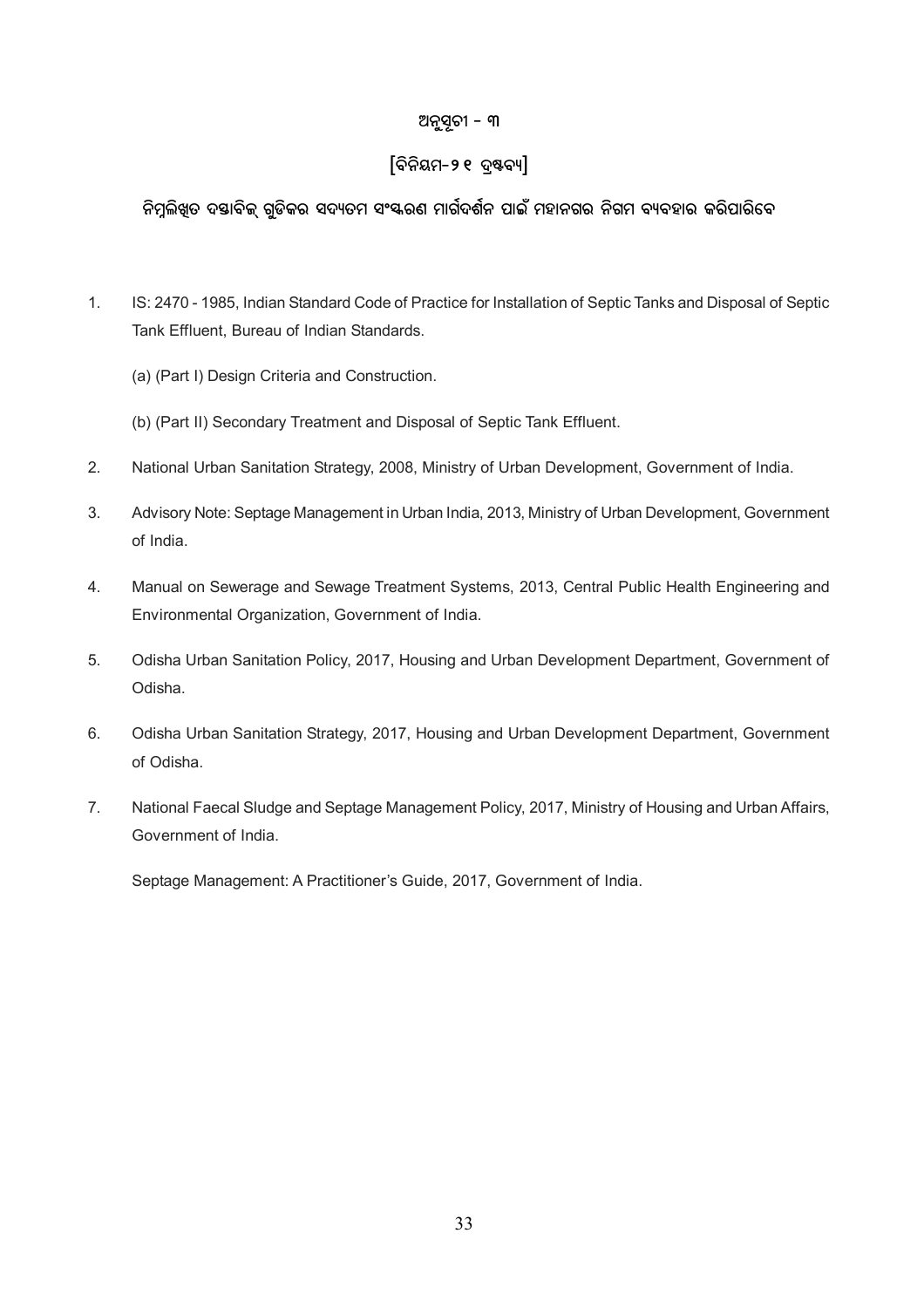# ଅନୁସୂଚୀ - ୩

## [ବିନିୟମ-୨୧ ଦ୍ରଷ୍ଟବ୍ୟ]

### ନିମ୍ନଲିଖିତ ଦସ୍ତାବିଜ୍ ଗୁଡିକର ସଦ୍ୟତମ ସଂସ୍କରଣ ମାର୍ଗଦର୍ଶନ ପାଇଁ ମହାନଗର ନିଗମ ବ୍ୟବହାର କରିପାରିବେ

1. IS: 2470 - 1985, Indian Standard Code of Practice for Installation of Septic Tanks and Disposal of Septic Tank Effluent, Bureau of Indian Standards.

   (a) (Part I) Design Criteria and Construction.

   (b) (Part II) Secondary Treatment and Disposal of Septic Tank Effluent.

2. National Urban Sanitation Strategy, 2008, Ministry of Urban Development, Government of India.

3. Advisory Note: Septage Management in Urban India, 2013, Ministry of Urban Development, Government of India.

4. Manual on Sewerage and Sewage Treatment Systems, 2013, Central Public Health Engineering and Environmental Organization, Government of India.

5. Odisha Urban Sanitation Policy, 2017, Housing and Urban Development Department, Government of Odisha.

6. Odisha Urban Sanitation Strategy, 2017, Housing and Urban Development Department, Government of Odisha.

7. National Faecal Sludge and Septage Management Policy, 2017, Ministry of Housing and Urban Affairs, Government of India.

   Septage Management: A Practitioner's Guide, 2017, Government of India.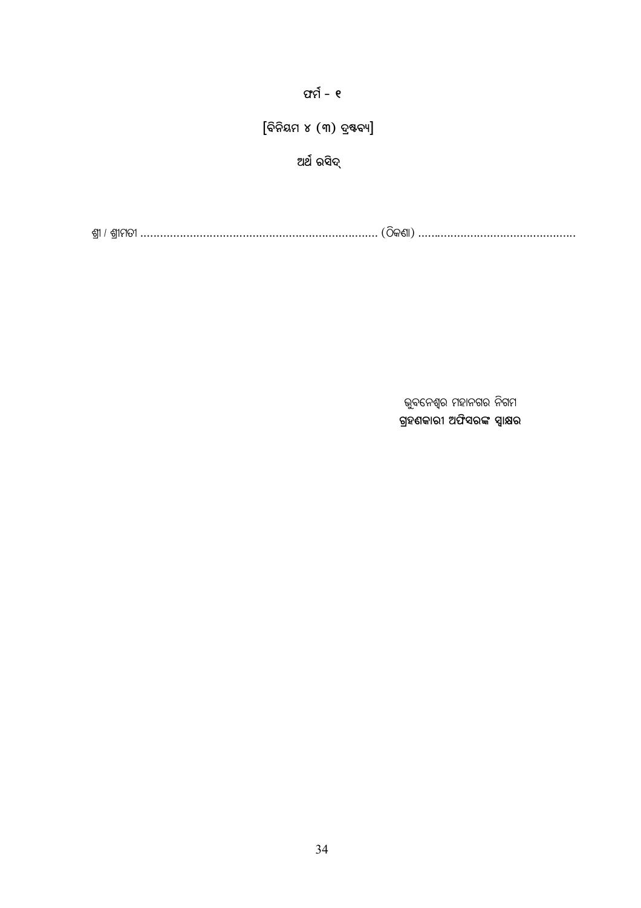# ଫର୍ମ - ୧

## [ବିନିୟମ ୪ (୩) ଦ୍ରଷ୍ଟବ୍ୟ]

## ଅର୍ଥ ରସିଦ୍

ଶ୍ରୀ / ଶ୍ରୀମତୀ ....................................................................... (ଠିକଣା) .................................................

ଭୁବନେଶ୍ୱର ମହାନଗର ନିଗମ
**ଗ୍ରହଣକାରୀ ଅଫିସରଙ୍କ ସ୍ୱାକ୍ଷର**